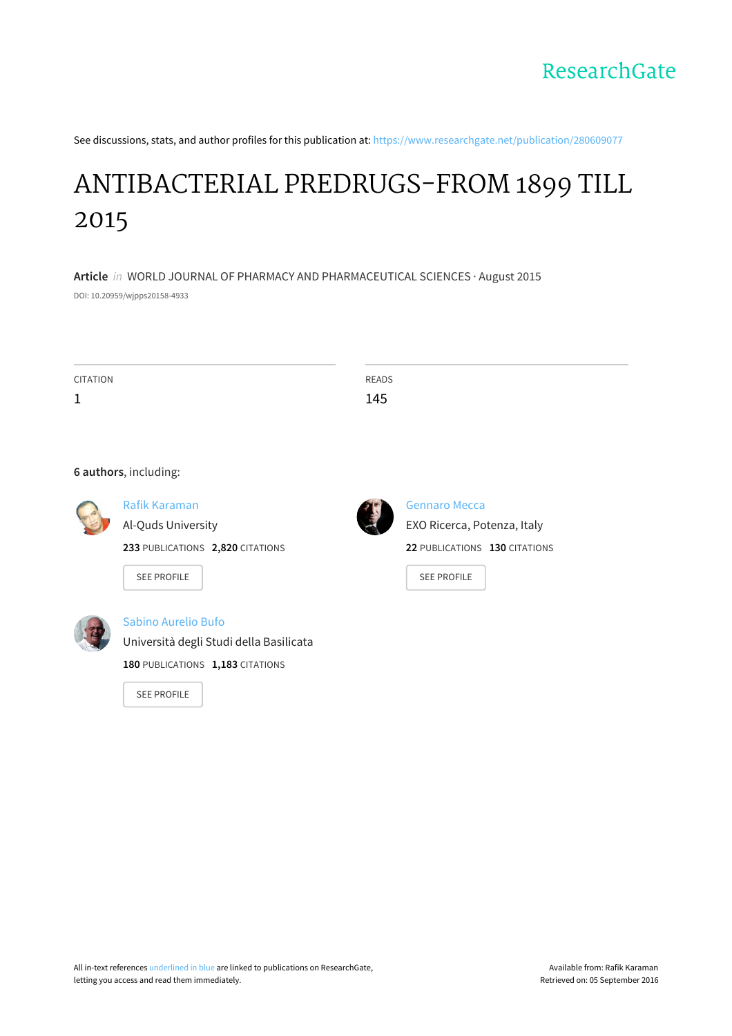ResearchGate

See discussions, stats, and author profiles for this publication at: https://www.researchgate.net/publication/280609077

# ANTIBACTERIAL PREDRUGS-FROM 1899 TILL 2015

**Article** *in* WORLD JOURNAL OF PHARMACY AND PHARMACEUTICAL SCIENCES · August 2015

DOI: 10.20959/wjpps20158-4933

| CITATION | READS |
|---|---|
| 1 | 145 |

**6 authors**, including:

**Rafik Karaman**
Al-Quds University
**233** PUBLICATIONS **2,820** CITATIONS
SEE PROFILE

**Gennaro Mecca**
EXO Ricerca, Potenza, Italy
**22** PUBLICATIONS **130** CITATIONS
SEE PROFILE

**Sabino Aurelio Bufo**
Università degli Studi della Basilicata
**180** PUBLICATIONS **1,183** CITATIONS
SEE PROFILE

All in-text references underlined in blue are linked to publications on ResearchGate, letting you access and read them immediately.

Available from: Rafik Karaman
Retrieved on: 05 September 2016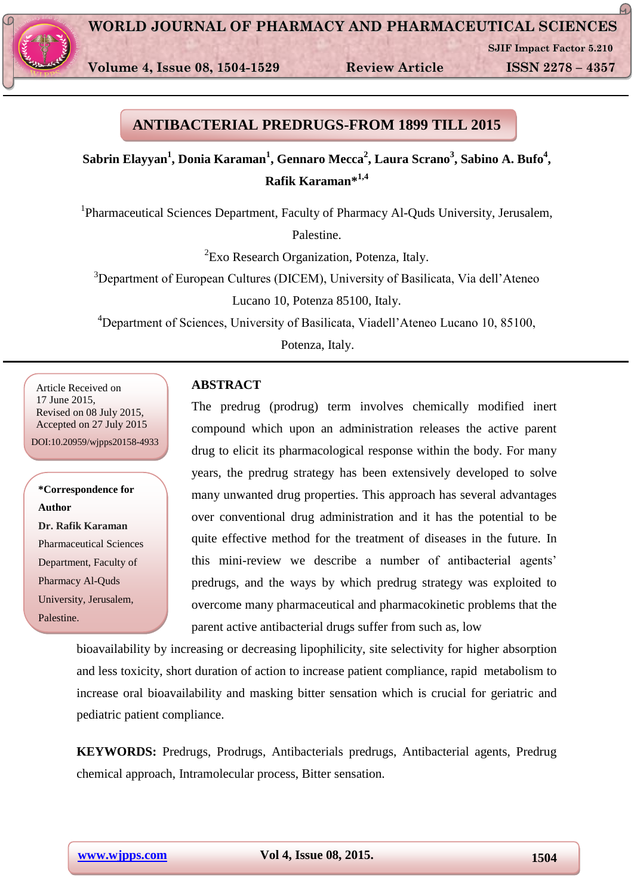# ANTIBACTERIAL PREDRUGS-FROM 1899 TILL 2015

**Sabrin Elayyan[1], Donia Karaman[1], Gennaro Mecca[2], Laura Scrano[3], Sabino A. Bufo[4], Rafik Karaman*[1,4]**

[1]Pharmaceutical Sciences Department, Faculty of Pharmacy Al-Quds University, Jerusalem, Palestine.

[2]Exo Research Organization, Potenza, Italy.

[3]Department of European Cultures (DICEM), University of Basilicata, Via dell'Ateneo Lucano 10, Potenza 85100, Italy.

[4]Department of Sciences, University of Basilicata, Viadell'Ateneo Lucano 10, 85100, Potenza, Italy.

Article Received on 17 June 2015,
Revised on 08 July 2015,
Accepted on 27 July 2015
DOI:10.20959/wjpps20158-4933

**\*Correspondence for Author**
**Dr. Rafik Karaman**
Pharmaceutical Sciences Department, Faculty of Pharmacy Al-Quds University, Jerusalem, Palestine.

## ABSTRACT

The predrug (prodrug) term involves chemically modified inert compound which upon an administration releases the active parent drug to elicit its pharmacological response within the body. For many years, the predrug strategy has been extensively developed to solve many unwanted drug properties. This approach has several advantages over conventional drug administration and it has the potential to be quite effective method for the treatment of diseases in the future. In this mini-review we describe a number of antibacterial agents' predrugs, and the ways by which predrug strategy was exploited to overcome many pharmaceutical and pharmacokinetic problems that the parent active antibacterial drugs suffer from such as, low bioavailability by increasing or decreasing lipophilicity, site selectivity for higher absorption and less toxicity, short duration of action to increase patient compliance, rapid metabolism to increase oral bioavailability and masking bitter sensation which is crucial for geriatric and pediatric patient compliance.

**KEYWORDS:** Predrugs, Prodrugs, Antibacterials predrugs, Antibacterial agents, Predrug chemical approach, Intramolecular process, Bitter sensation.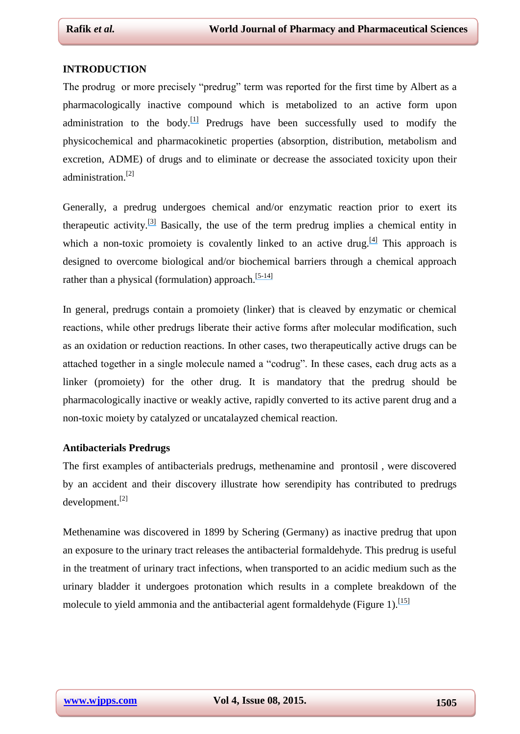## INTRODUCTION

The prodrug or more precisely "predrug" term was reported for the first time by Albert as a pharmacologically inactive compound which is metabolized to an active form upon administration to the body.[1] Predrugs have been successfully used to modify the physicochemical and pharmacokinetic properties (absorption, distribution, metabolism and excretion, ADME) of drugs and to eliminate or decrease the associated toxicity upon their administration.[2]

Generally, a predrug undergoes chemical and/or enzymatic reaction prior to exert its therapeutic activity.[3] Basically, the use of the term predrug implies a chemical entity in which a non-toxic promoiety is covalently linked to an active drug.[4] This approach is designed to overcome biological and/or biochemical barriers through a chemical approach rather than a physical (formulation) approach.[5-14]

In general, predrugs contain a promoiety (linker) that is cleaved by enzymatic or chemical reactions, while other predrugs liberate their active forms after molecular modification, such as an oxidation or reduction reactions. In other cases, two therapeutically active drugs can be attached together in a single molecule named a "codrug". In these cases, each drug acts as a linker (promoiety) for the other drug. It is mandatory that the predrug should be pharmacologically inactive or weakly active, rapidly converted to its active parent drug and a non-toxic moiety by catalyzed or uncatalayzed chemical reaction.

### Antibacterials Predrugs

The first examples of antibacterials predrugs, methenamine and prontosil , were discovered by an accident and their discovery illustrate how serendipity has contributed to predrugs development.[2]

Methenamine was discovered in 1899 by Schering (Germany) as inactive predrug that upon an exposure to the urinary tract releases the antibacterial formaldehyde. This predrug is useful in the treatment of urinary tract infections, when transported to an acidic medium such as the urinary bladder it undergoes protonation which results in a complete breakdown of the molecule to yield ammonia and the antibacterial agent formaldehyde (Figure 1).[15]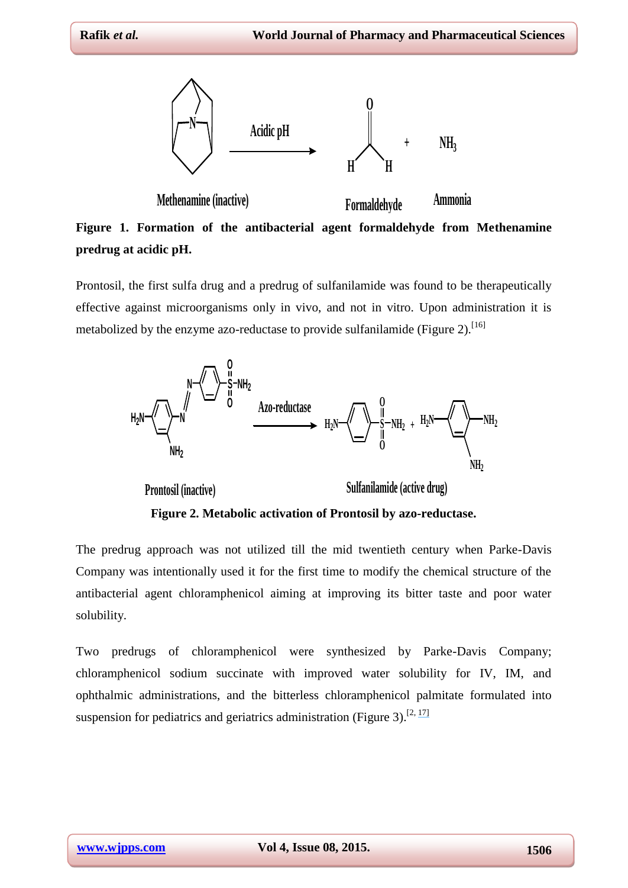**Figure 1. Formation of the antibacterial agent formaldehyde from Methenamine predrug at acidic pH.**

Prontosil, the first sulfa drug and a predrug of sulfanilamide was found to be therapeutically effective against microorganisms only in vivo, and not in vitro. Upon administration it is metabolized by the enzyme azo-reductase to provide sulfanilamide (Figure 2).[16]

**Figure 2. Metabolic activation of Prontosil by azo-reductase.**

The predrug approach was not utilized till the mid twentieth century when Parke-Davis Company was intentionally used it for the first time to modify the chemical structure of the antibacterial agent chloramphenicol aiming at improving its bitter taste and poor water solubility.

Two predrugs of chloramphenicol were synthesized by Parke-Davis Company; chloramphenicol sodium succinate with improved water solubility for IV, IM, and ophthalmic administrations, and the bitterless chloramphenicol palmitate formulated into suspension for pediatrics and geriatrics administration (Figure 3).[2, 17]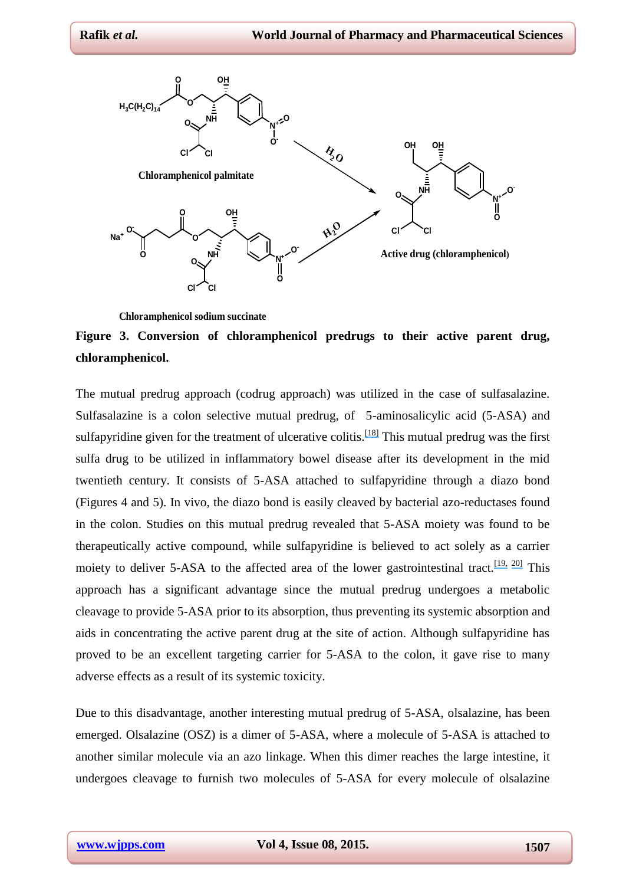Chloramphenicol palmitate

Chloramphenicol sodium succinate

Active drug (chloramphenicol)

**Figure 3. Conversion of chloramphenicol predrugs to their active parent drug, chloramphenicol.**

The mutual predrug approach (codrug approach) was utilized in the case of sulfasalazine. Sulfasalazine is a colon selective mutual predrug, of 5-aminosalicylic acid (5-ASA) and sulfapyridine given for the treatment of ulcerative colitis.[18] This mutual predrug was the first sulfa drug to be utilized in inflammatory bowel disease after its development in the mid twentieth century. It consists of 5-ASA attached to sulfapyridine through a diazo bond (Figures 4 and 5). In vivo, the diazo bond is easily cleaved by bacterial azo-reductases found in the colon. Studies on this mutual predrug revealed that 5-ASA moiety was found to be therapeutically active compound, while sulfapyridine is believed to act solely as a carrier moiety to deliver 5-ASA to the affected area of the lower gastrointestinal tract.[19, 20] This approach has a significant advantage since the mutual predrug undergoes a metabolic cleavage to provide 5-ASA prior to its absorption, thus preventing its systemic absorption and aids in concentrating the active parent drug at the site of action. Although sulfapyridine has proved to be an excellent targeting carrier for 5-ASA to the colon, it gave rise to many adverse effects as a result of its systemic toxicity.

Due to this disadvantage, another interesting mutual predrug of 5-ASA, olsalazine, has been emerged. Olsalazine (OSZ) is a dimer of 5-ASA, where a molecule of 5-ASA is attached to another similar molecule via an azo linkage. When this dimer reaches the large intestine, it undergoes cleavage to furnish two molecules of 5-ASA for every molecule of olsalazine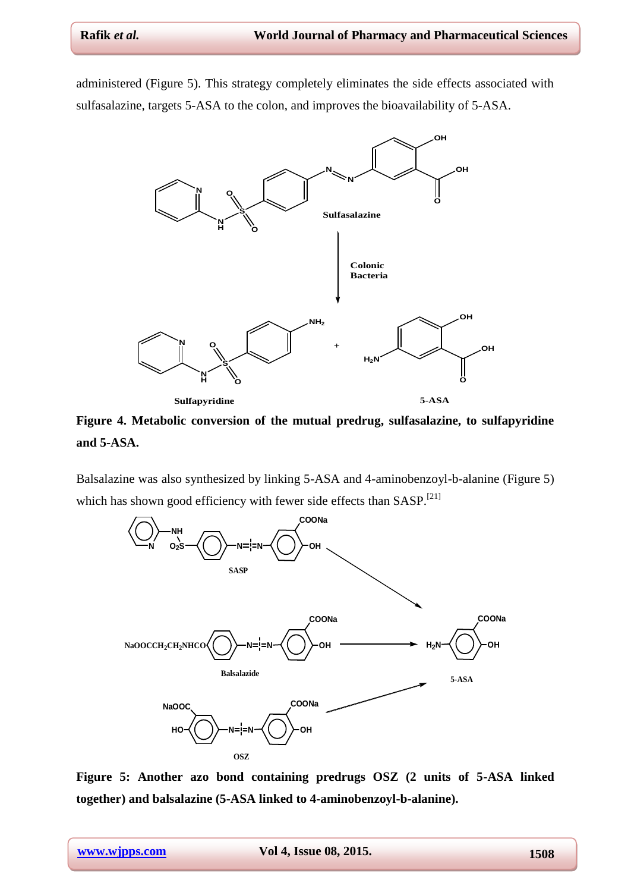administered (Figure 5). This strategy completely eliminates the side effects associated with sulfasalazine, targets 5-ASA to the colon, and improves the bioavailability of 5-ASA.

**Figure 4. Metabolic conversion of the mutual predrug, sulfasalazine, to sulfapyridine and 5-ASA.**

Balsalazine was also synthesized by linking 5-ASA and 4-aminobenzoyl-b-alanine (Figure 5) which has shown good efficiency with fewer side effects than SASP.[21]

**Figure 5: Another azo bond containing predrugs OSZ (2 units of 5-ASA linked together) and balsalazine (5-ASA linked to 4-aminobenzoyl-b-alanine).**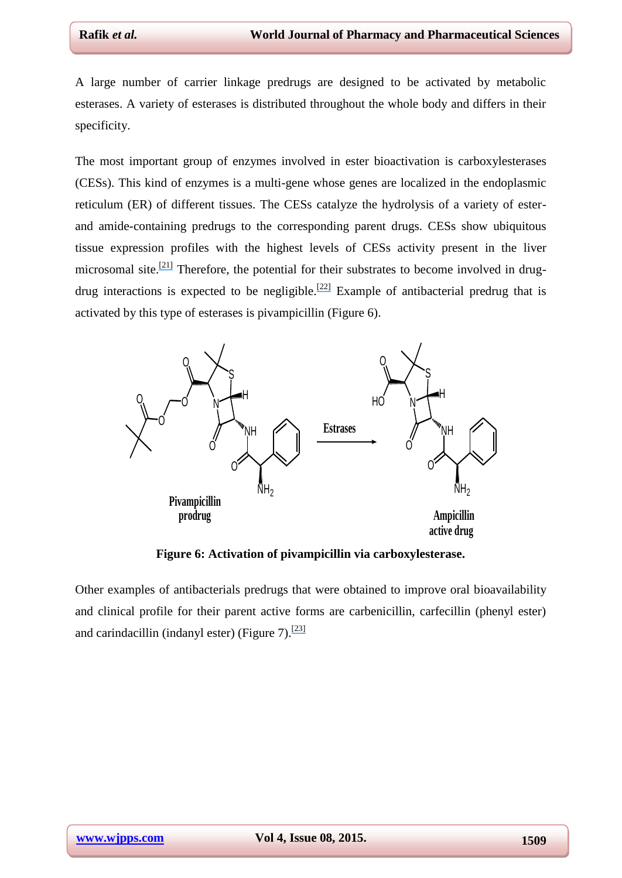A large number of carrier linkage predrugs are designed to be activated by metabolic esterases. A variety of esterases is distributed throughout the whole body and differs in their specificity.

The most important group of enzymes involved in ester bioactivation is carboxylesterases (CESs). This kind of enzymes is a multi-gene whose genes are localized in the endoplasmic reticulum (ER) of different tissues. The CESs catalyze the hydrolysis of a variety of ester- and amide-containing predrugs to the corresponding parent drugs. CESs show ubiquitous tissue expression profiles with the highest levels of CESs activity present in the liver microsomal site.[21] Therefore, the potential for their substrates to become involved in drug-drug interactions is expected to be negligible.[22] Example of antibacterial predrug that is activated by this type of esterases is pivampicillin (Figure 6).

**Figure 6: Activation of pivampicillin via carboxylesterase.**

Other examples of antibacterials predrugs that were obtained to improve oral bioavailability and clinical profile for their parent active forms are carbenicillin, carfecillin (phenyl ester) and carindacillin (indanyl ester) (Figure 7).[23]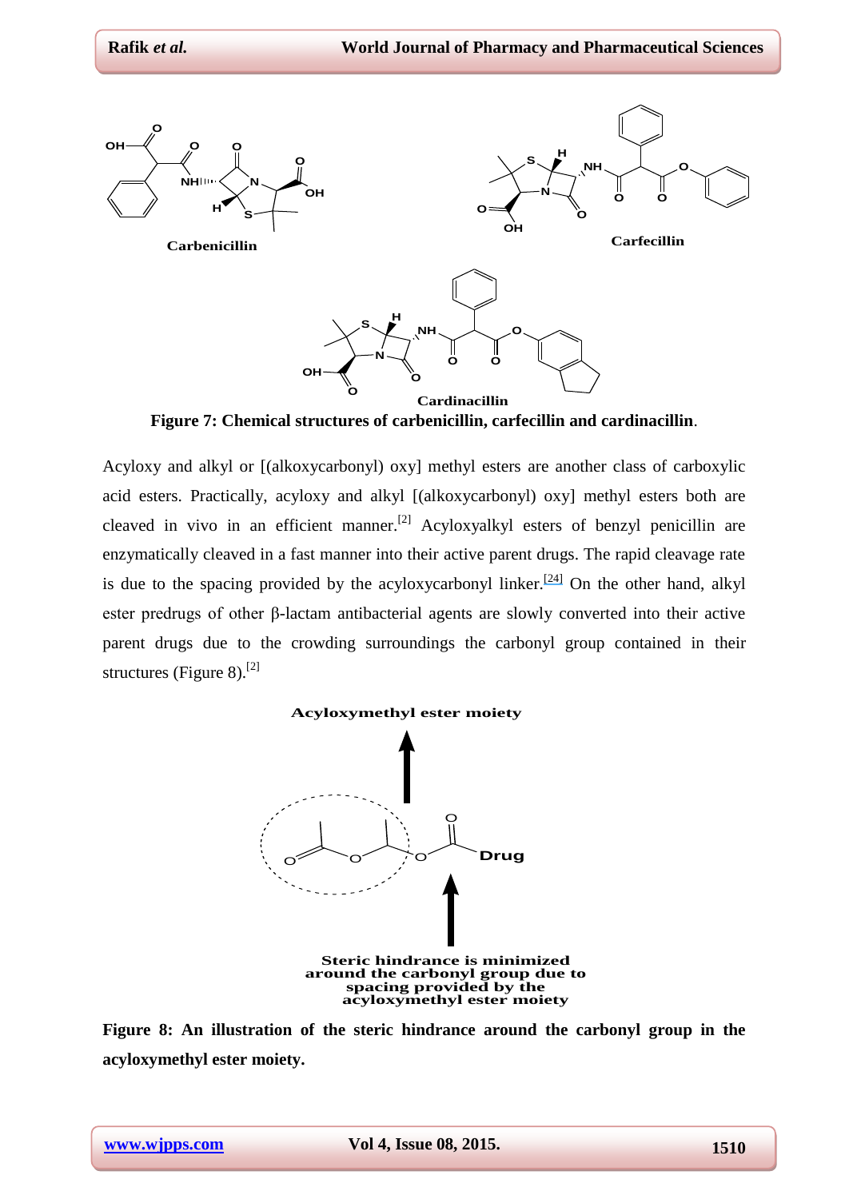**Figure 7: Chemical structures of carbenicillin, carfecillin and cardinacillin**.

Acyloxy and alkyl or [(alkoxycarbonyl) oxy] methyl esters are another class of carboxylic acid esters. Practically, acyloxy and alkyl [(alkoxycarbonyl) oxy] methyl esters both are cleaved in vivo in an efficient manner.[2] Acyloxyalkyl esters of benzyl penicillin are enzymatically cleaved in a fast manner into their active parent drugs. The rapid cleavage rate is due to the spacing provided by the acyloxycarbonyl linker.[24] On the other hand, alkyl ester predrugs of other β-lactam antibacterial agents are slowly converted into their active parent drugs due to the crowding surroundings the carbonyl group contained in their structures (Figure 8).[2]

**Figure 8: An illustration of the steric hindrance around the carbonyl group in the acyloxymethyl ester moiety.**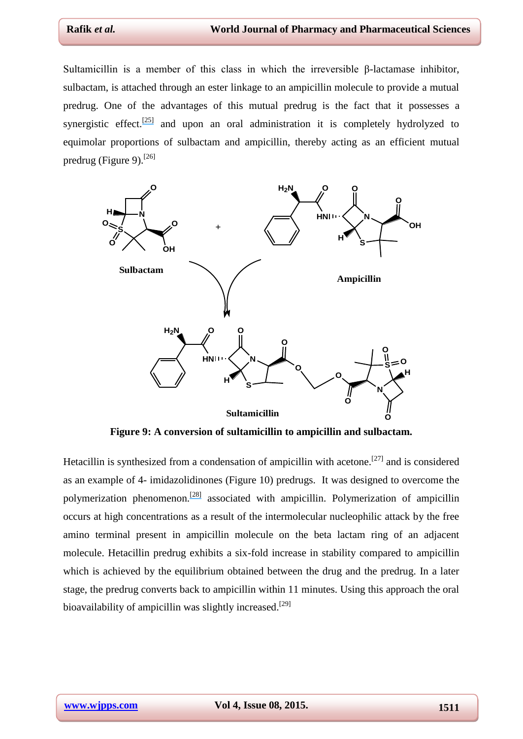Sultamicillin is a member of this class in which the irreversible β-lactamase inhibitor, sulbactam, is attached through an ester linkage to an ampicillin molecule to provide a mutual predrug. One of the advantages of this mutual predrug is the fact that it possesses a synergistic effect.[25] and upon an oral administration it is completely hydrolyzed to equimolar proportions of sulbactam and ampicillin, thereby acting as an efficient mutual predrug (Figure 9).[26]

**Figure 9: A conversion of sultamicillin to ampicillin and sulbactam.**

Hetacillin is synthesized from a condensation of ampicillin with acetone.[27] and is considered as an example of 4- imidazolidinones (Figure 10) predrugs. It was designed to overcome the polymerization phenomenon.[28] associated with ampicillin. Polymerization of ampicillin occurs at high concentrations as a result of the intermolecular nucleophilic attack by the free amino terminal present in ampicillin molecule on the beta lactam ring of an adjacent molecule. Hetacillin predrug exhibits a six-fold increase in stability compared to ampicillin which is achieved by the equilibrium obtained between the drug and the predrug. In a later stage, the predrug converts back to ampicillin within 11 minutes. Using this approach the oral bioavailability of ampicillin was slightly increased.[29]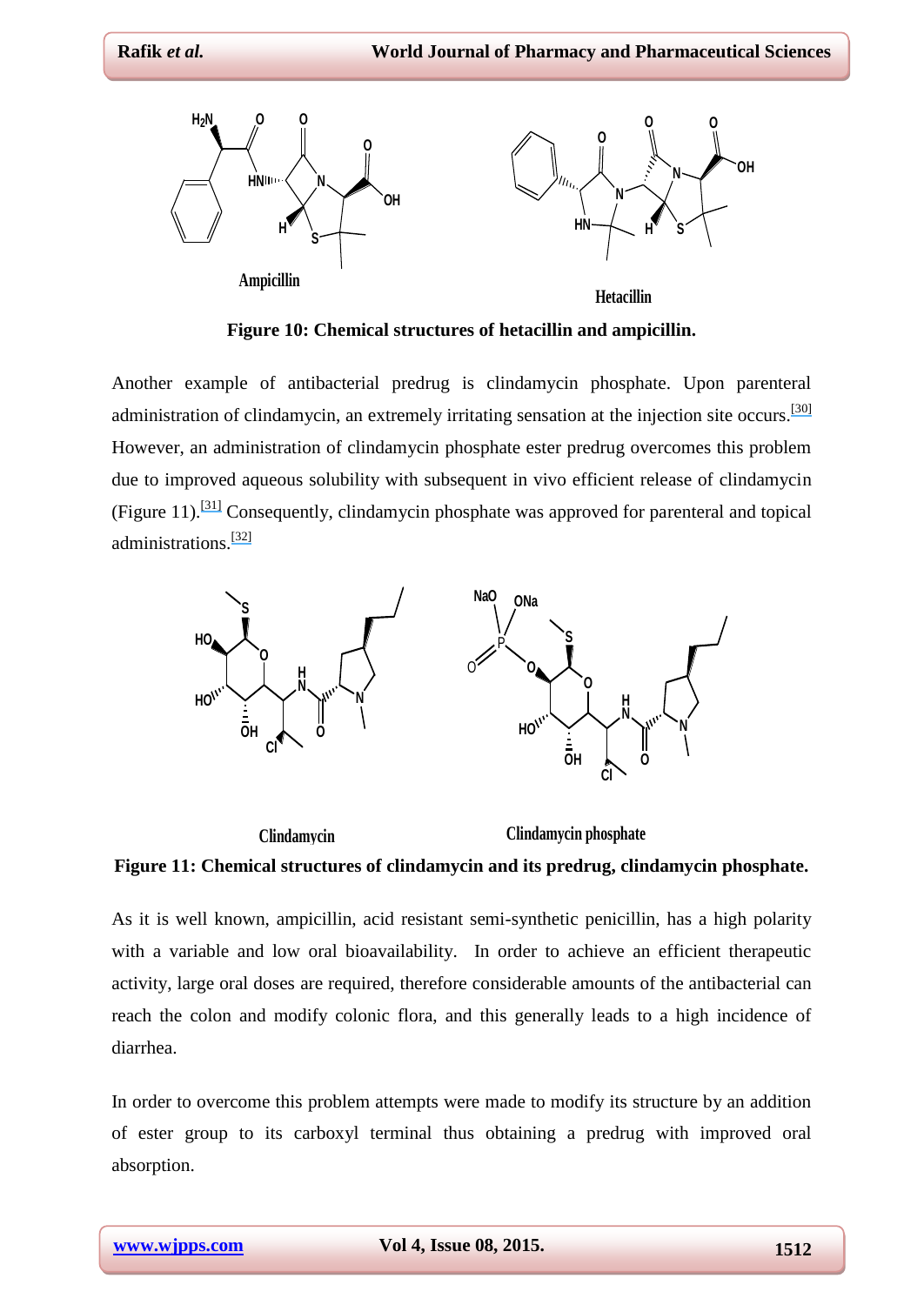Ampicillin

Hetacillin

**Figure 10: Chemical structures of hetacillin and ampicillin.**

Another example of antibacterial predrug is clindamycin phosphate. Upon parenteral administration of clindamycin, an extremely irritating sensation at the injection site occurs.[30] However, an administration of clindamycin phosphate ester predrug overcomes this problem due to improved aqueous solubility with subsequent in vivo efficient release of clindamycin (Figure 11).[31] Consequently, clindamycin phosphate was approved for parenteral and topical administrations.[32]

Clindamycin

Clindamycin phosphate

**Figure 11: Chemical structures of clindamycin and its predrug, clindamycin phosphate.**

As it is well known, ampicillin, acid resistant semi-synthetic penicillin, has a high polarity with a variable and low oral bioavailability. In order to achieve an efficient therapeutic activity, large oral doses are required, therefore considerable amounts of the antibacterial can reach the colon and modify colonic flora, and this generally leads to a high incidence of diarrhea.

In order to overcome this problem attempts were made to modify its structure by an addition of ester group to its carboxyl terminal thus obtaining a predrug with improved oral absorption.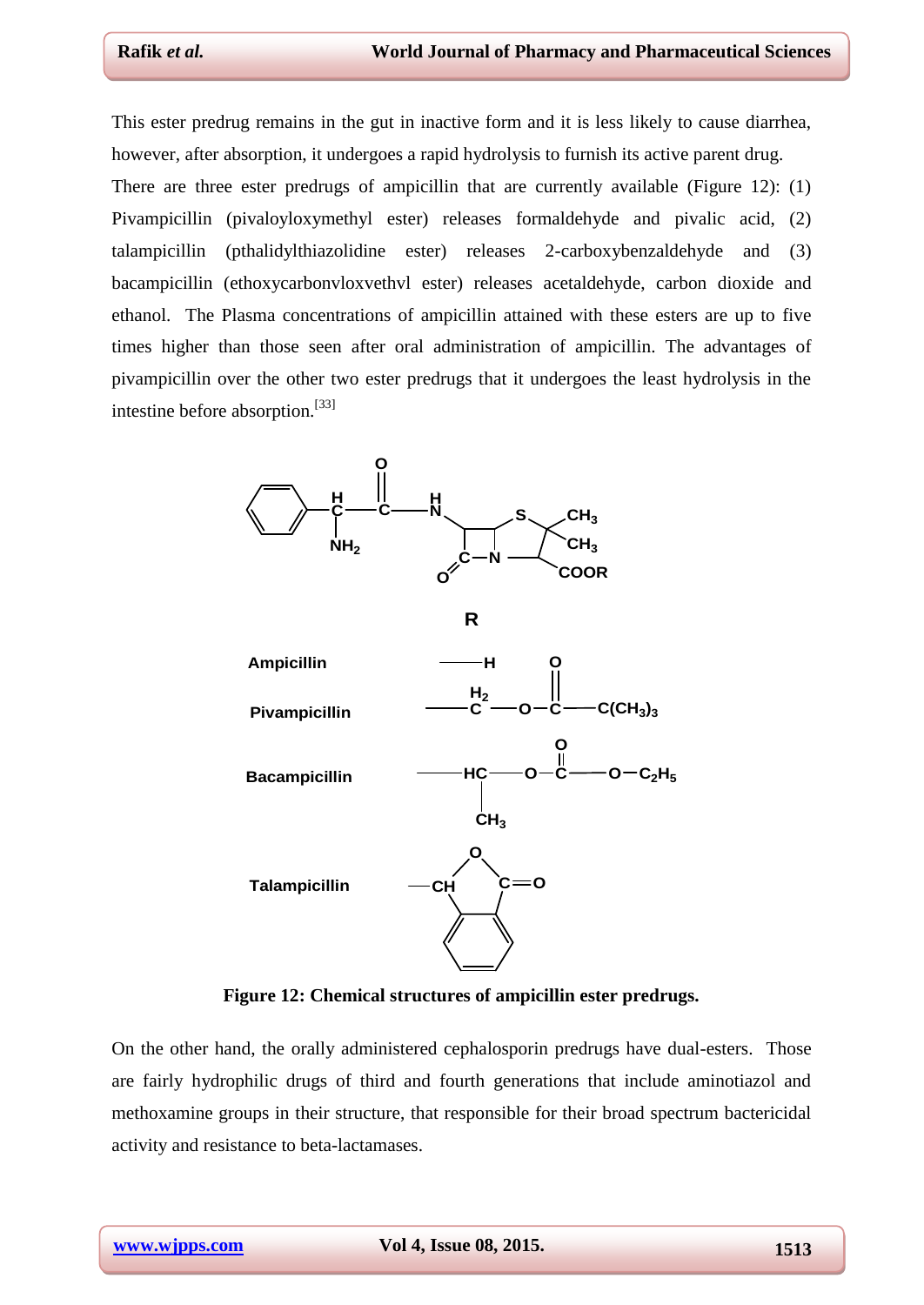This ester predrug remains in the gut in inactive form and it is less likely to cause diarrhea, however, after absorption, it undergoes a rapid hydrolysis to furnish its active parent drug.

There are three ester predrugs of ampicillin that are currently available (Figure 12): (1) Pivampicillin (pivaloyloxymethyl ester) releases formaldehyde and pivalic acid, (2) talampicillin (pthalidylthiazolidine ester) releases 2-carboxybenzaldehyde and (3) bacampicillin (ethoxycarbonvloxvethvl ester) releases acetaldehyde, carbon dioxide and ethanol. The Plasma concentrations of ampicillin attained with these esters are up to five times higher than those seen after oral administration of ampicillin. The advantages of pivampicillin over the other two ester predrugs that it undergoes the least hydrolysis in the intestine before absorption.[33]

**Figure 12: Chemical structures of ampicillin ester predrugs.**

On the other hand, the orally administered cephalosporin predrugs have dual-esters. Those are fairly hydrophilic drugs of third and fourth generations that include aminotiazol and methoxamine groups in their structure, that responsible for their broad spectrum bactericidal activity and resistance to beta-lactamases.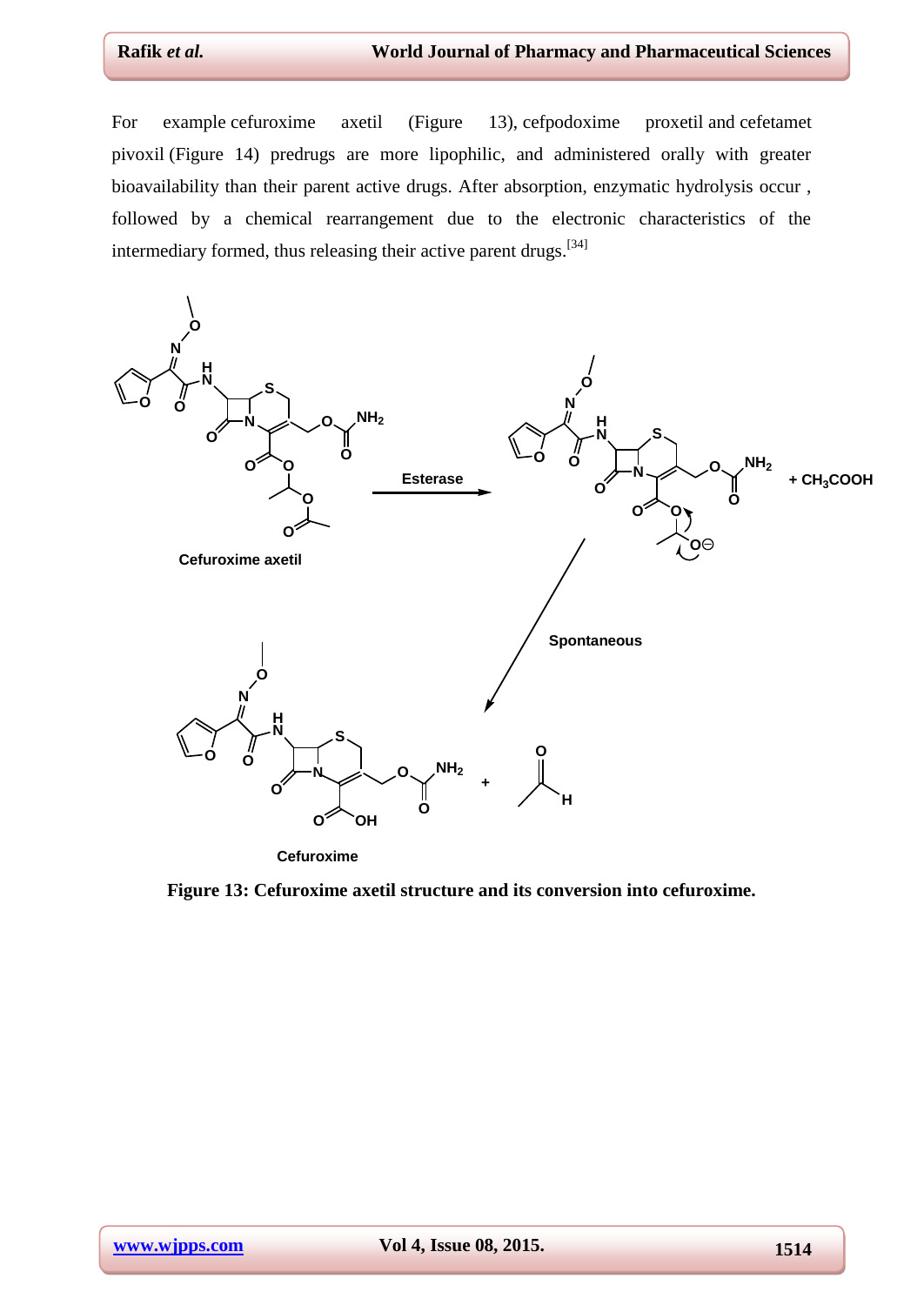For example cefuroxime axetil (Figure 13), cefpodoxime proxetil and cefetamet pivoxil (Figure 14) predrugs are more lipophilic, and administered orally with greater bioavailability than their parent active drugs. After absorption, enzymatic hydrolysis occur , followed by a chemical rearrangement due to the electronic characteristics of the intermediary formed, thus releasing their active parent drugs.[34]

**Figure 13: Cefuroxime axetil structure and its conversion into cefuroxime.**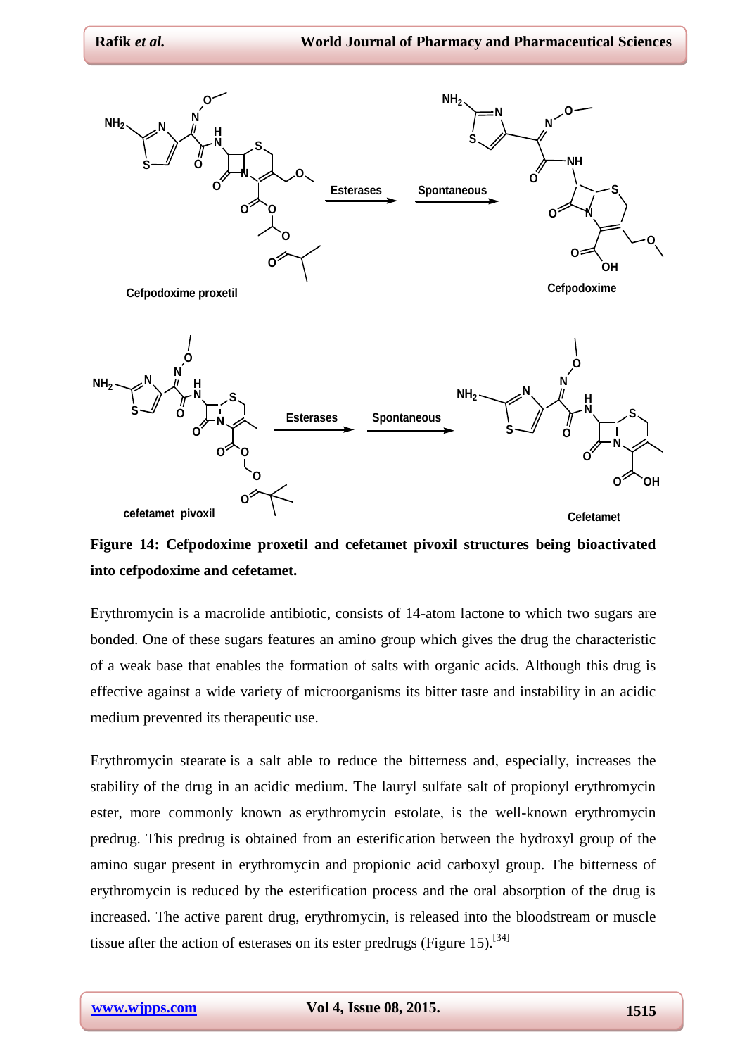**Figure 14: Cefpodoxime proxetil and cefetamet pivoxil structures being bioactivated into cefpodoxime and cefetamet.**

Erythromycin is a macrolide antibiotic, consists of 14-atom lactone to which two sugars are bonded. One of these sugars features an amino group which gives the drug the characteristic of a weak base that enables the formation of salts with organic acids. Although this drug is effective against a wide variety of microorganisms its bitter taste and instability in an acidic medium prevented its therapeutic use.

Erythromycin stearate is a salt able to reduce the bitterness and, especially, increases the stability of the drug in an acidic medium. The lauryl sulfate salt of propionyl erythromycin ester, more commonly known as erythromycin estolate, is the well-known erythromycin predrug. This predrug is obtained from an esterification between the hydroxyl group of the amino sugar present in erythromycin and propionic acid carboxyl group. The bitterness of erythromycin is reduced by the esterification process and the oral absorption of the drug is increased. The active parent drug, erythromycin, is released into the bloodstream or muscle tissue after the action of esterases on its ester predrugs (Figure 15).[34]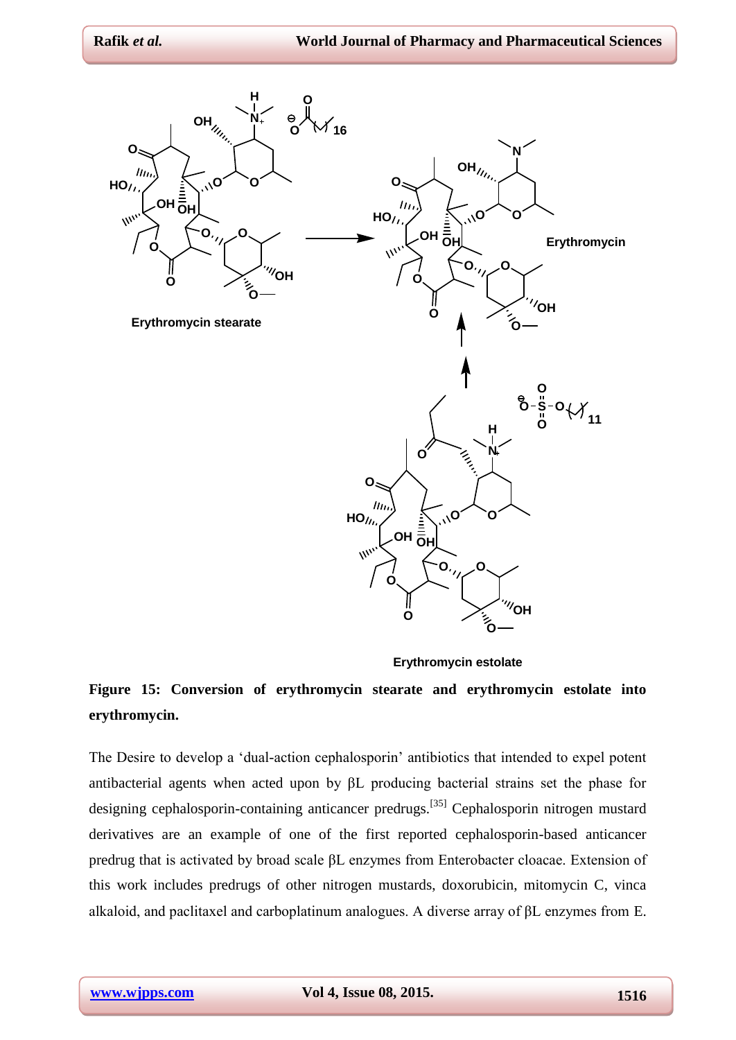**Figure 15: Conversion of erythromycin stearate and erythromycin estolate into erythromycin.**

The Desire to develop a 'dual-action cephalosporin' antibiotics that intended to expel potent antibacterial agents when acted upon by βL producing bacterial strains set the phase for designing cephalosporin-containing anticancer predrugs.[35] Cephalosporin nitrogen mustard derivatives are an example of one of the first reported cephalosporin-based anticancer predrug that is activated by broad scale βL enzymes from Enterobacter cloacae. Extension of this work includes predrugs of other nitrogen mustards, doxorubicin, mitomycin C, vinca alkaloid, and paclitaxel and carboplatinum analogues. A diverse array of βL enzymes from E.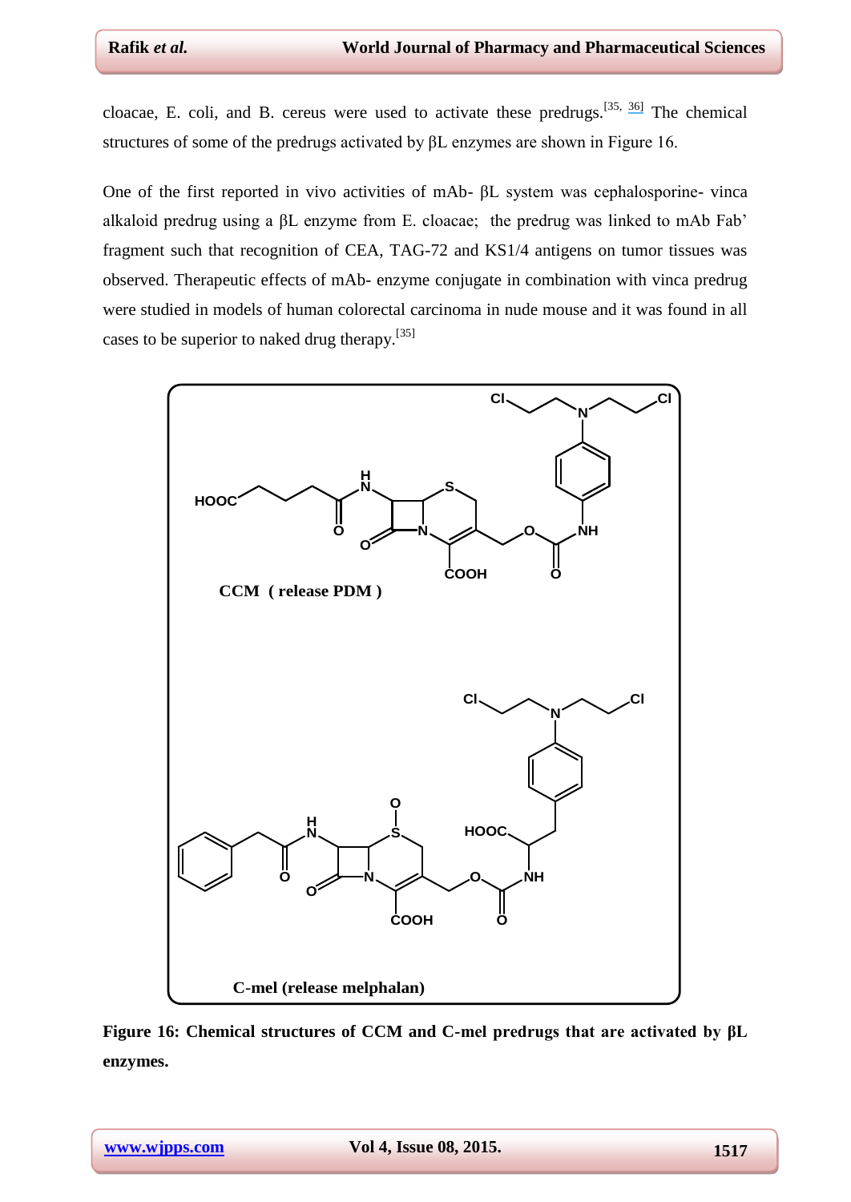cloacae, E. coli, and B. cereus were used to activate these predrugs.[35, 36] The chemical structures of some of the predrugs activated by βL enzymes are shown in Figure 16.

One of the first reported in vivo activities of mAb- βL system was cephalosporine- vinca alkaloid predrug using a βL enzyme from E. cloacae; the predrug was linked to mAb Fab' fragment such that recognition of CEA, TAG-72 and KS1/4 antigens on tumor tissues was observed. Therapeutic effects of mAb- enzyme conjugate in combination with vinca predrug were studied in models of human colorectal carcinoma in nude mouse and it was found in all cases to be superior to naked drug therapy.[35]

CCM ( release PDM )

C-mel (release melphalan)

**Figure 16: Chemical structures of CCM and C-mel predrugs that are activated by βL enzymes.**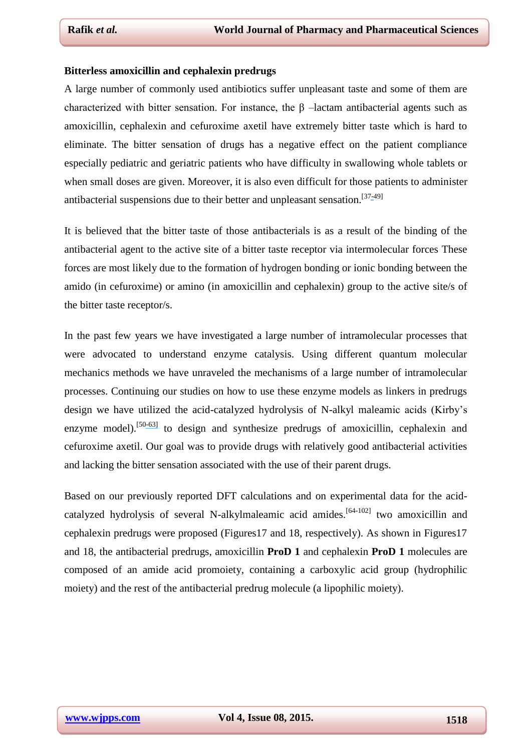**Bitterless amoxicillin and cephalexin predrugs**

A large number of commonly used antibiotics suffer unpleasant taste and some of them are characterized with bitter sensation. For instance, the β –lactam antibacterial agents such as amoxicillin, cephalexin and cefuroxime axetil have extremely bitter taste which is hard to eliminate. The bitter sensation of drugs has a negative effect on the patient compliance especially pediatric and geriatric patients who have difficulty in swallowing whole tablets or when small doses are given. Moreover, it is also even difficult for those patients to administer antibacterial suspensions due to their better and unpleasant sensation.[37-49]

It is believed that the bitter taste of those antibacterials is as a result of the binding of the antibacterial agent to the active site of a bitter taste receptor via intermolecular forces These forces are most likely due to the formation of hydrogen bonding or ionic bonding between the amido (in cefuroxime) or amino (in amoxicillin and cephalexin) group to the active site/s of the bitter taste receptor/s.

In the past few years we have investigated a large number of intramolecular processes that were advocated to understand enzyme catalysis. Using different quantum molecular mechanics methods we have unraveled the mechanisms of a large number of intramolecular processes. Continuing our studies on how to use these enzyme models as linkers in predrugs design we have utilized the acid-catalyzed hydrolysis of N-alkyl maleamic acids (Kirby's enzyme model).[50-63] to design and synthesize predrugs of amoxicillin, cephalexin and cefuroxime axetil. Our goal was to provide drugs with relatively good antibacterial activities and lacking the bitter sensation associated with the use of their parent drugs.

Based on our previously reported DFT calculations and on experimental data for the acid-catalyzed hydrolysis of several N-alkylmaleamic acid amides.[64-102] two amoxicillin and cephalexin predrugs were proposed (Figures17 and 18, respectively). As shown in Figures17 and 18, the antibacterial predrugs, amoxicillin **ProD 1** and cephalexin **ProD 1** molecules are composed of an amide acid promoiety, containing a carboxylic acid group (hydrophilic moiety) and the rest of the antibacterial predrug molecule (a lipophilic moiety).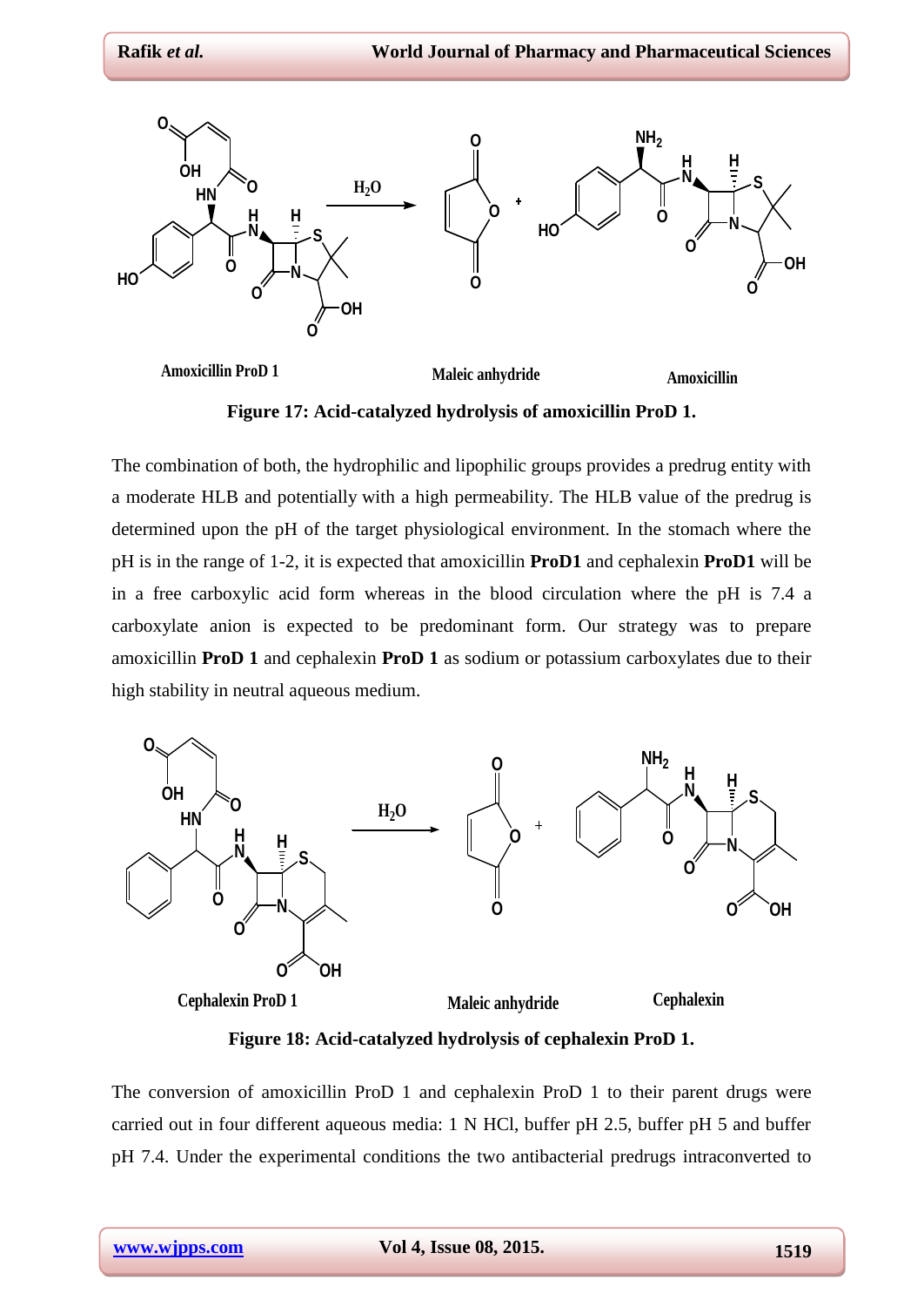Amoxicillin ProD 1 | Maleic anhydride | Amoxicillin

**Figure 17: Acid-catalyzed hydrolysis of amoxicillin ProD 1.**

The combination of both, the hydrophilic and lipophilic groups provides a predrug entity with a moderate HLB and potentially with a high permeability. The HLB value of the predrug is determined upon the pH of the target physiological environment. In the stomach where the pH is in the range of 1-2, it is expected that amoxicillin **ProD1** and cephalexin **ProD1** will be in a free carboxylic acid form whereas in the blood circulation where the pH is 7.4 a carboxylate anion is expected to be predominant form. Our strategy was to prepare amoxicillin **ProD 1** and cephalexin **ProD 1** as sodium or potassium carboxylates due to their high stability in neutral aqueous medium.

Cephalexin ProD 1 | Maleic anhydride | Cephalexin

**Figure 18: Acid-catalyzed hydrolysis of cephalexin ProD 1.**

The conversion of amoxicillin ProD 1 and cephalexin ProD 1 to their parent drugs were carried out in four different aqueous media: 1 N HCl, buffer pH 2.5, buffer pH 5 and buffer pH 7.4. Under the experimental conditions the two antibacterial predrugs intraconverted to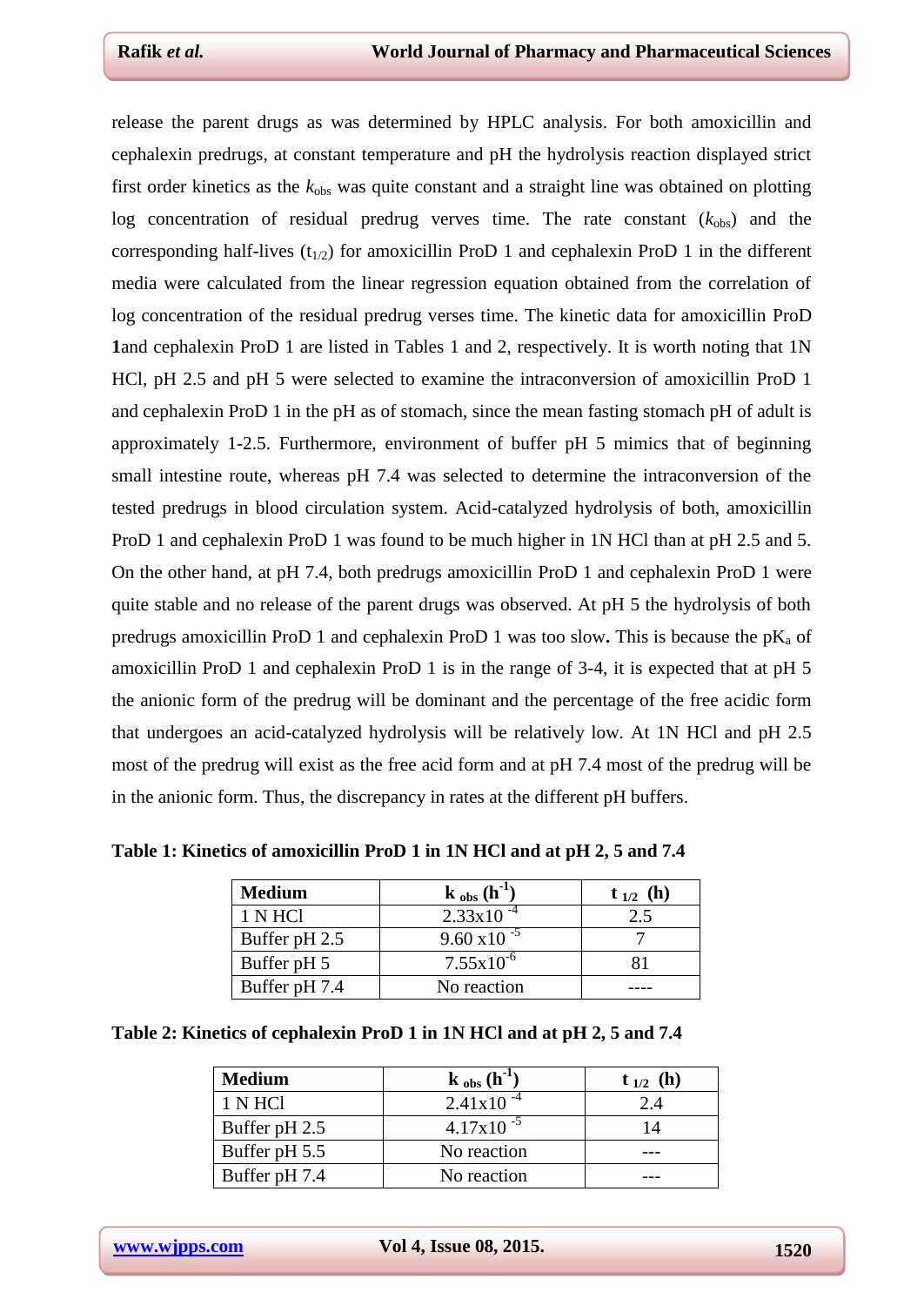release the parent drugs as was determined by HPLC analysis. For both amoxicillin and cephalexin predrugs, at constant temperature and pH the hydrolysis reaction displayed strict first order kinetics as the $k_{obs}$ was quite constant and a straight line was obtained on plotting log concentration of residual predrug verves time. The rate constant ($k_{obs}$) and the corresponding half-lives ($t_{1/2}$) for amoxicillin ProD 1 and cephalexin ProD 1 in the different media were calculated from the linear regression equation obtained from the correlation of log concentration of the residual predrug verses time. The kinetic data for amoxicillin ProD **1**and cephalexin ProD 1 are listed in Tables 1 and 2, respectively. It is worth noting that 1N HCl, pH 2.5 and pH 5 were selected to examine the intraconversion of amoxicillin ProD 1 and cephalexin ProD 1 in the pH as of stomach, since the mean fasting stomach pH of adult is approximately 1-2.5. Furthermore, environment of buffer pH 5 mimics that of beginning small intestine route, whereas pH 7.4 was selected to determine the intraconversion of the tested predrugs in blood circulation system. Acid-catalyzed hydrolysis of both, amoxicillin ProD 1 and cephalexin ProD 1 was found to be much higher in 1N HCl than at pH 2.5 and 5. On the other hand, at pH 7.4, both predrugs amoxicillin ProD 1 and cephalexin ProD 1 were quite stable and no release of the parent drugs was observed. At pH 5 the hydrolysis of both predrugs amoxicillin ProD 1 and cephalexin ProD 1 was too slow**.** This is because the $pK_a$ of amoxicillin ProD 1 and cephalexin ProD 1 is in the range of 3-4, it is expected that at pH 5 the anionic form of the predrug will be dominant and the percentage of the free acidic form that undergoes an acid-catalyzed hydrolysis will be relatively low. At 1N HCl and pH 2.5 most of the predrug will exist as the free acid form and at pH 7.4 most of the predrug will be in the anionic form. Thus, the discrepancy in rates at the different pH buffers.

**Table 1: Kinetics of amoxicillin ProD 1 in 1N HCl and at pH 2, 5 and 7.4**

| **Medium** | **$k_{obs}$ ($h^{-1}$)** | **$t_{1/2}$ (h)** |
|---|---|---|
| 1 N HCl | $2.33 x 10^{-4}$ | 2.5 |
| Buffer pH 2.5 | $9.60 x 10^{-5}$ | 7 |
| Buffer pH 5 | $7.55 x 10^{-6}$ | 81 |
| Buffer pH 7.4 | No reaction | ---- |

**Table 2: Kinetics of cephalexin ProD 1 in 1N HCl and at pH 2, 5 and 7.4**

| **Medium** | **$k_{obs}$ ($h^{-1}$)** | **$t_{1/2}$ (h)** |
|---|---|---|
| 1 N HCl | $2.41 x 10^{-4}$ | 2.4 |
| Buffer pH 2.5 | $4.17 x 10^{-5}$ | 14 |
| Buffer pH 5.5 | No reaction | --- |
| Buffer pH 7.4 | No reaction | --- |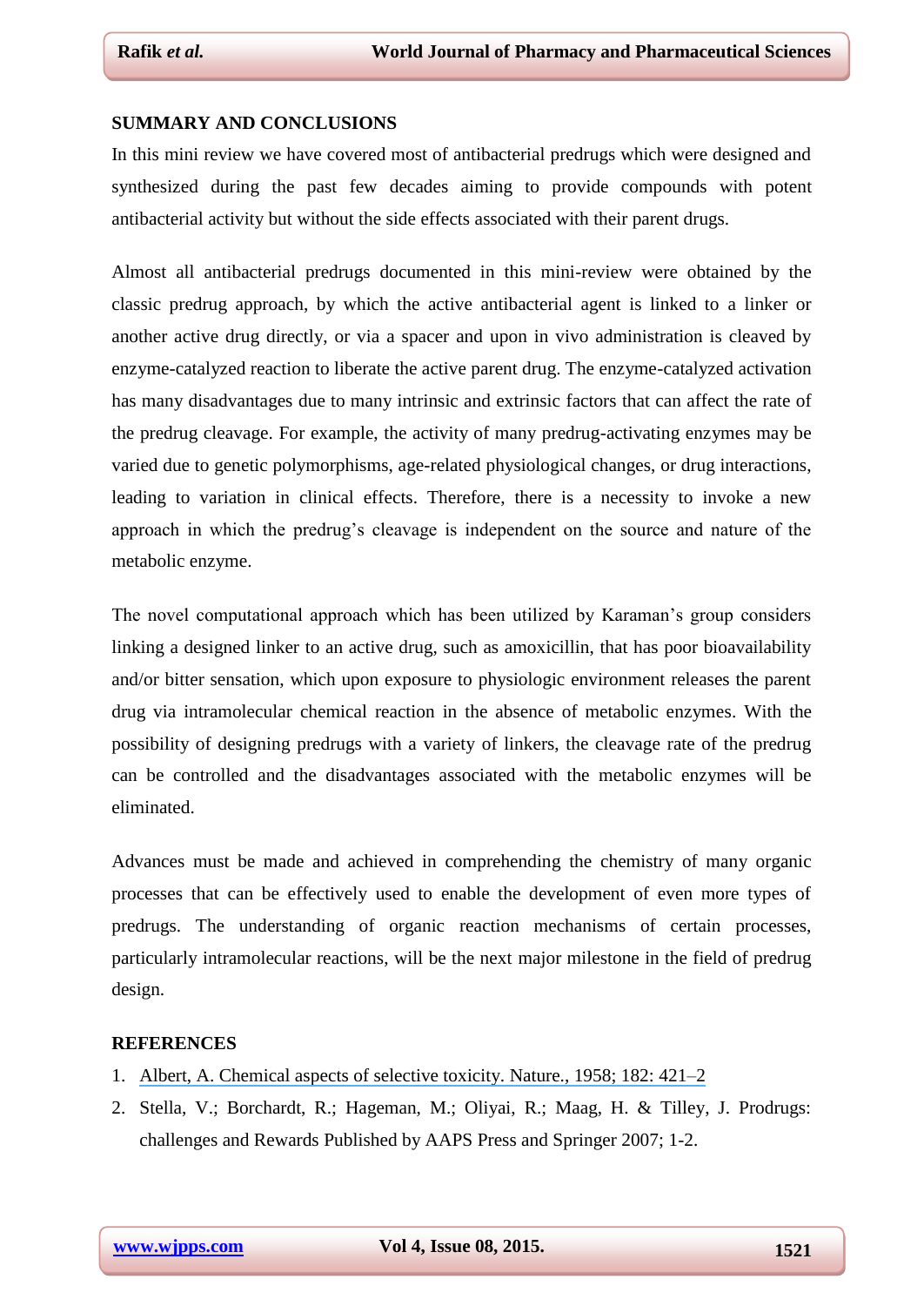## SUMMARY AND CONCLUSIONS

In this mini review we have covered most of antibacterial predrugs which were designed and synthesized during the past few decades aiming to provide compounds with potent antibacterial activity but without the side effects associated with their parent drugs.

Almost all antibacterial predrugs documented in this mini-review were obtained by the classic predrug approach, by which the active antibacterial agent is linked to a linker or another active drug directly, or via a spacer and upon in vivo administration is cleaved by enzyme-catalyzed reaction to liberate the active parent drug. The enzyme-catalyzed activation has many disadvantages due to many intrinsic and extrinsic factors that can affect the rate of the predrug cleavage. For example, the activity of many predrug-activating enzymes may be varied due to genetic polymorphisms, age-related physiological changes, or drug interactions, leading to variation in clinical effects. Therefore, there is a necessity to invoke a new approach in which the predrug's cleavage is independent on the source and nature of the metabolic enzyme.

The novel computational approach which has been utilized by Karaman's group considers linking a designed linker to an active drug, such as amoxicillin, that has poor bioavailability and/or bitter sensation, which upon exposure to physiologic environment releases the parent drug via intramolecular chemical reaction in the absence of metabolic enzymes. With the possibility of designing predrugs with a variety of linkers, the cleavage rate of the predrug can be controlled and the disadvantages associated with the metabolic enzymes will be eliminated.

Advances must be made and achieved in comprehending the chemistry of many organic processes that can be effectively used to enable the development of even more types of predrugs. The understanding of organic reaction mechanisms of certain processes, particularly intramolecular reactions, will be the next major milestone in the field of predrug design.

## REFERENCES

1. Albert, A. Chemical aspects of selective toxicity. Nature., 1958; 182: 421–2
2. Stella, V.; Borchardt, R.; Hageman, M.; Oliyai, R.; Maag, H. & Tilley, J. Prodrugs: challenges and Rewards Published by AAPS Press and Springer 2007; 1-2.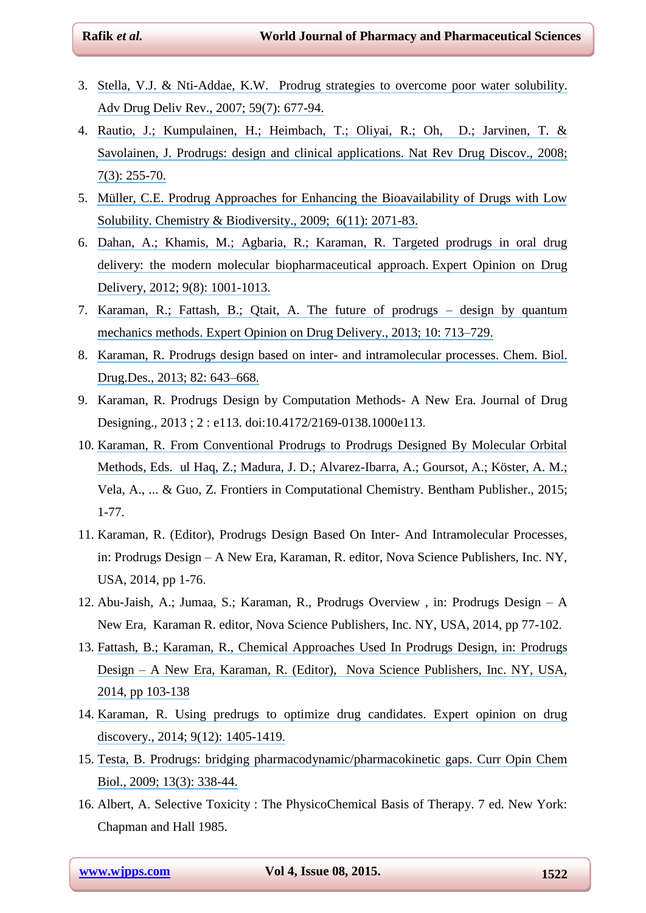3. Stella, V.J. & Nti-Addae, K.W. Prodrug strategies to overcome poor water solubility. Adv Drug Deliv Rev., 2007; 59(7): 677-94.
4. Rautio, J.; Kumpulainen, H.; Heimbach, T.; Oliyai, R.; Oh, D.; Jarvinen, T. & Savolainen, J. Prodrugs: design and clinical applications. Nat Rev Drug Discov., 2008; 7(3): 255-70.
5. Müller, C.E. Prodrug Approaches for Enhancing the Bioavailability of Drugs with Low Solubility. Chemistry & Biodiversity., 2009; 6(11): 2071-83.
6. Dahan, A.; Khamis, M.; Agbaria, R.; Karaman, R. Targeted prodrugs in oral drug delivery: the modern molecular biopharmaceutical approach. Expert Opinion on Drug Delivery, 2012; 9(8): 1001-1013.
7. Karaman, R.; Fattash, B.; Qtait, A. The future of prodrugs – design by quantum mechanics methods. Expert Opinion on Drug Delivery., 2013; 10: 713–729.
8. Karaman, R. Prodrugs design based on inter- and intramolecular processes. Chem. Biol. Drug.Des., 2013; 82: 643–668.
9. Karaman, R. Prodrugs Design by Computation Methods- A New Era. Journal of Drug Designing., 2013 ; 2 : e113. doi:10.4172/2169-0138.1000e113.
10. Karaman, R. From Conventional Prodrugs to Prodrugs Designed By Molecular Orbital Methods, Eds. ul Haq, Z.; Madura, J. D.; Alvarez-Ibarra, A.; Goursot, A.; Köster, A. M.; Vela, A., ... & Guo, Z. Frontiers in Computational Chemistry. Bentham Publisher., 2015; 1-77.
11. Karaman, R. (Editor), Prodrugs Design Based On Inter- And Intramolecular Processes, in: Prodrugs Design – A New Era, Karaman, R. editor, Nova Science Publishers, Inc. NY, USA, 2014, pp 1-76.
12. Abu-Jaish, A.; Jumaa, S.; Karaman, R., Prodrugs Overview , in: Prodrugs Design – A New Era, Karaman R. editor, Nova Science Publishers, Inc. NY, USA, 2014, pp 77-102.
13. Fattash, B.; Karaman, R., Chemical Approaches Used In Prodrugs Design, in: Prodrugs Design – A New Era, Karaman, R. (Editor), Nova Science Publishers, Inc. NY, USA, 2014, pp 103-138
14. Karaman, R. Using predrugs to optimize drug candidates. Expert opinion on drug discovery., 2014; 9(12): 1405-1419.
15. Testa, B. Prodrugs: bridging pharmacodynamic/pharmacokinetic gaps. Curr Opin Chem Biol., 2009; 13(3): 338-44.
16. Albert, A. Selective Toxicity : The PhysicoChemical Basis of Therapy. 7 ed. New York: Chapman and Hall 1985.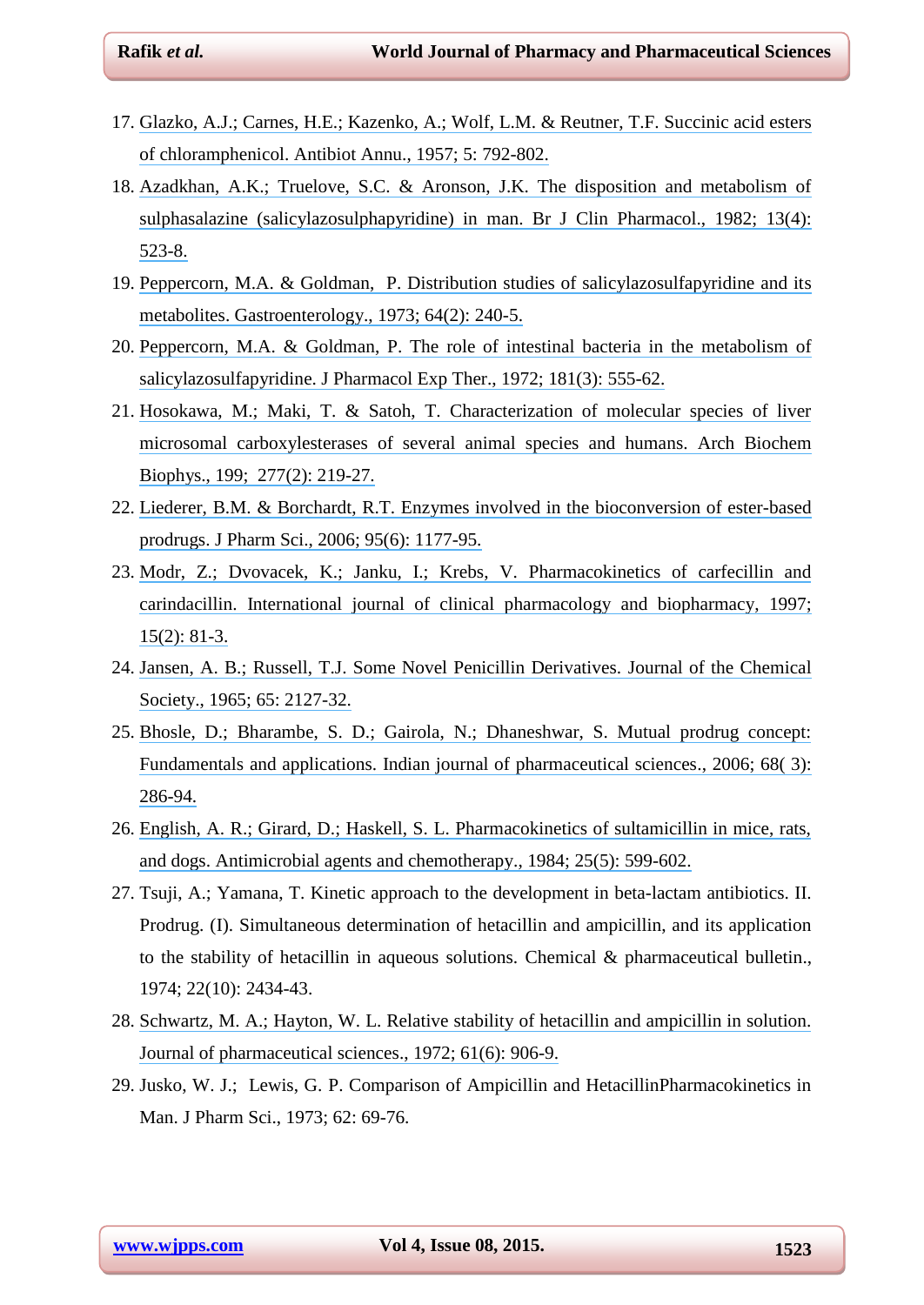17. Glazko, A.J.; Carnes, H.E.; Kazenko, A.; Wolf, L.M. & Reutner, T.F. Succinic acid esters of chloramphenicol. Antibiot Annu., 1957; 5: 792-802.
18. Azadkhan, A.K.; Truelove, S.C. & Aronson, J.K. The disposition and metabolism of sulphasalazine (salicylazosulphapyridine) in man. Br J Clin Pharmacol., 1982; 13(4): 523-8.
19. Peppercorn, M.A. & Goldman, P. Distribution studies of salicylazosulfapyridine and its metabolites. Gastroenterology., 1973; 64(2): 240-5.
20. Peppercorn, M.A. & Goldman, P. The role of intestinal bacteria in the metabolism of salicylazosulfapyridine. J Pharmacol Exp Ther., 1972; 181(3): 555-62.
21. Hosokawa, M.; Maki, T. & Satoh, T. Characterization of molecular species of liver microsomal carboxylesterases of several animal species and humans. Arch Biochem Biophys., 199; 277(2): 219-27.
22. Liederer, B.M. & Borchardt, R.T. Enzymes involved in the bioconversion of ester-based prodrugs. J Pharm Sci., 2006; 95(6): 1177-95.
23. Modr, Z.; Dvovacek, K.; Janku, I.; Krebs, V. Pharmacokinetics of carfecillin and carindacillin. International journal of clinical pharmacology and biopharmacy, 1997; 15(2): 81-3.
24. Jansen, A. B.; Russell, T.J. Some Novel Penicillin Derivatives. Journal of the Chemical Society., 1965; 65: 2127-32.
25. Bhosle, D.; Bharambe, S. D.; Gairola, N.; Dhaneshwar, S. Mutual prodrug concept: Fundamentals and applications. Indian journal of pharmaceutical sciences., 2006; 68( 3): 286-94.
26. English, A. R.; Girard, D.; Haskell, S. L. Pharmacokinetics of sultamicillin in mice, rats, and dogs. Antimicrobial agents and chemotherapy., 1984; 25(5): 599-602.
27. Tsuji, A.; Yamana, T. Kinetic approach to the development in beta-lactam antibiotics. II. Prodrug. (I). Simultaneous determination of hetacillin and ampicillin, and its application to the stability of hetacillin in aqueous solutions. Chemical & pharmaceutical bulletin., 1974; 22(10): 2434-43.
28. Schwartz, M. A.; Hayton, W. L. Relative stability of hetacillin and ampicillin in solution. Journal of pharmaceutical sciences., 1972; 61(6): 906-9.
29. Jusko, W. J.; Lewis, G. P. Comparison of Ampicillin and HetacillinPharmacokinetics in Man. J Pharm Sci., 1973; 62: 69-76.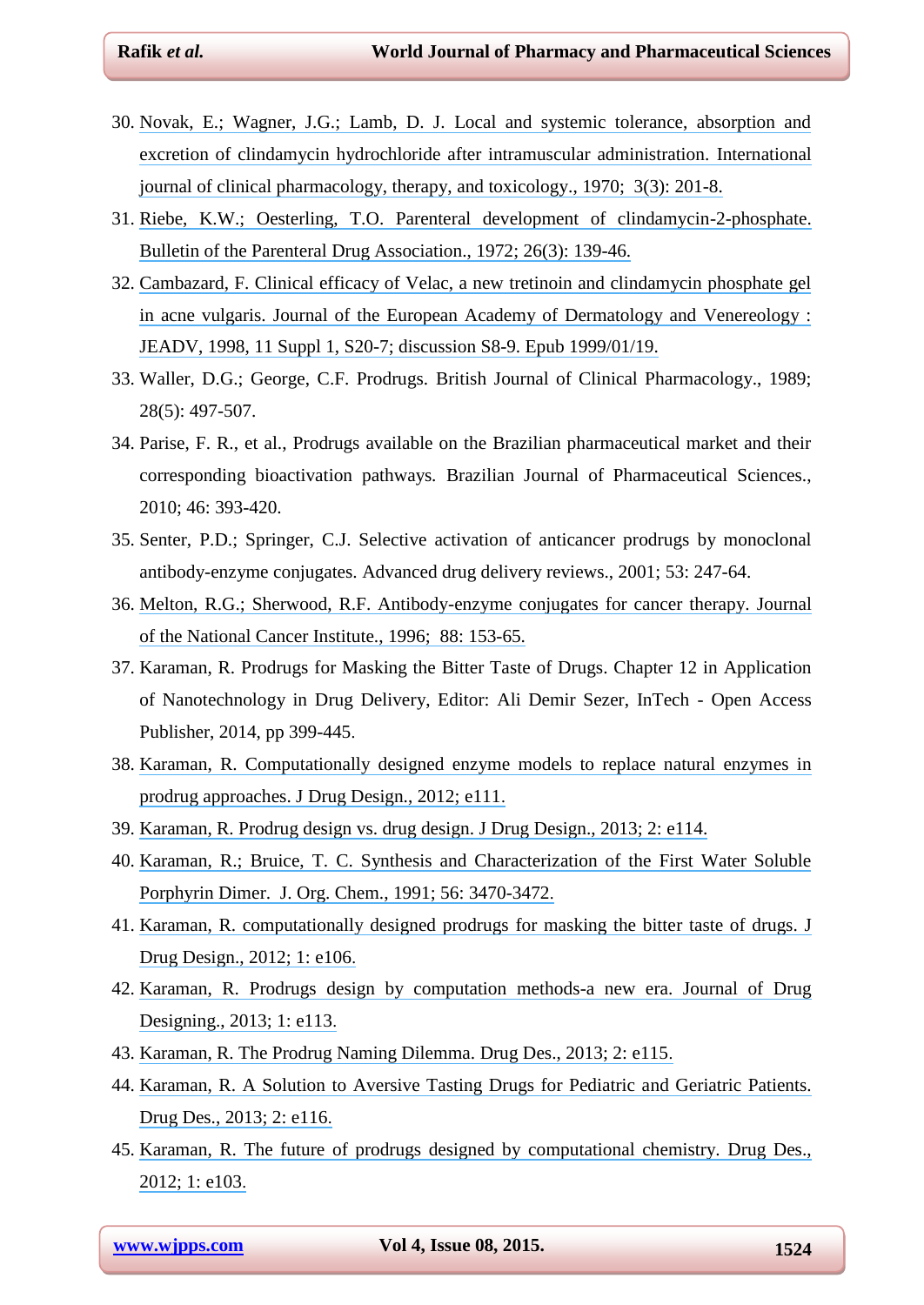30. Novak, E.; Wagner, J.G.; Lamb, D. J. Local and systemic tolerance, absorption and excretion of clindamycin hydrochloride after intramuscular administration. International journal of clinical pharmacology, therapy, and toxicology., 1970; 3(3): 201-8.
31. Riebe, K.W.; Oesterling, T.O. Parenteral development of clindamycin-2-phosphate. Bulletin of the Parenteral Drug Association., 1972; 26(3): 139-46.
32. Cambazard, F. Clinical efficacy of Velac, a new tretinoin and clindamycin phosphate gel in acne vulgaris. Journal of the European Academy of Dermatology and Venereology : JEADV, 1998, 11 Suppl 1, S20-7; discussion S8-9. Epub 1999/01/19.
33. Waller, D.G.; George, C.F. Prodrugs. British Journal of Clinical Pharmacology., 1989; 28(5): 497-507.
34. Parise, F. R., et al., Prodrugs available on the Brazilian pharmaceutical market and their corresponding bioactivation pathways. Brazilian Journal of Pharmaceutical Sciences., 2010; 46: 393-420.
35. Senter, P.D.; Springer, C.J. Selective activation of anticancer prodrugs by monoclonal antibody-enzyme conjugates. Advanced drug delivery reviews., 2001; 53: 247-64.
36. Melton, R.G.; Sherwood, R.F. Antibody-enzyme conjugates for cancer therapy. Journal of the National Cancer Institute., 1996; 88: 153-65.
37. Karaman, R. Prodrugs for Masking the Bitter Taste of Drugs. Chapter 12 in Application of Nanotechnology in Drug Delivery, Editor: Ali Demir Sezer, InTech - Open Access Publisher, 2014, pp 399-445.
38. Karaman, R. Computationally designed enzyme models to replace natural enzymes in prodrug approaches. J Drug Design., 2012; e111.
39. Karaman, R. Prodrug design vs. drug design. J Drug Design., 2013; 2: e114.
40. Karaman, R.; Bruice, T. C. Synthesis and Characterization of the First Water Soluble Porphyrin Dimer. J. Org. Chem., 1991; 56: 3470-3472.
41. Karaman, R. computationally designed prodrugs for masking the bitter taste of drugs. J Drug Design., 2012; 1: e106.
42. Karaman, R. Prodrugs design by computation methods-a new era. Journal of Drug Designing., 2013; 1: e113.
43. Karaman, R. The Prodrug Naming Dilemma. Drug Des., 2013; 2: e115.
44. Karaman, R. A Solution to Aversive Tasting Drugs for Pediatric and Geriatric Patients. Drug Des., 2013; 2: e116.
45. Karaman, R. The future of prodrugs designed by computational chemistry. Drug Des., 2012; 1: e103.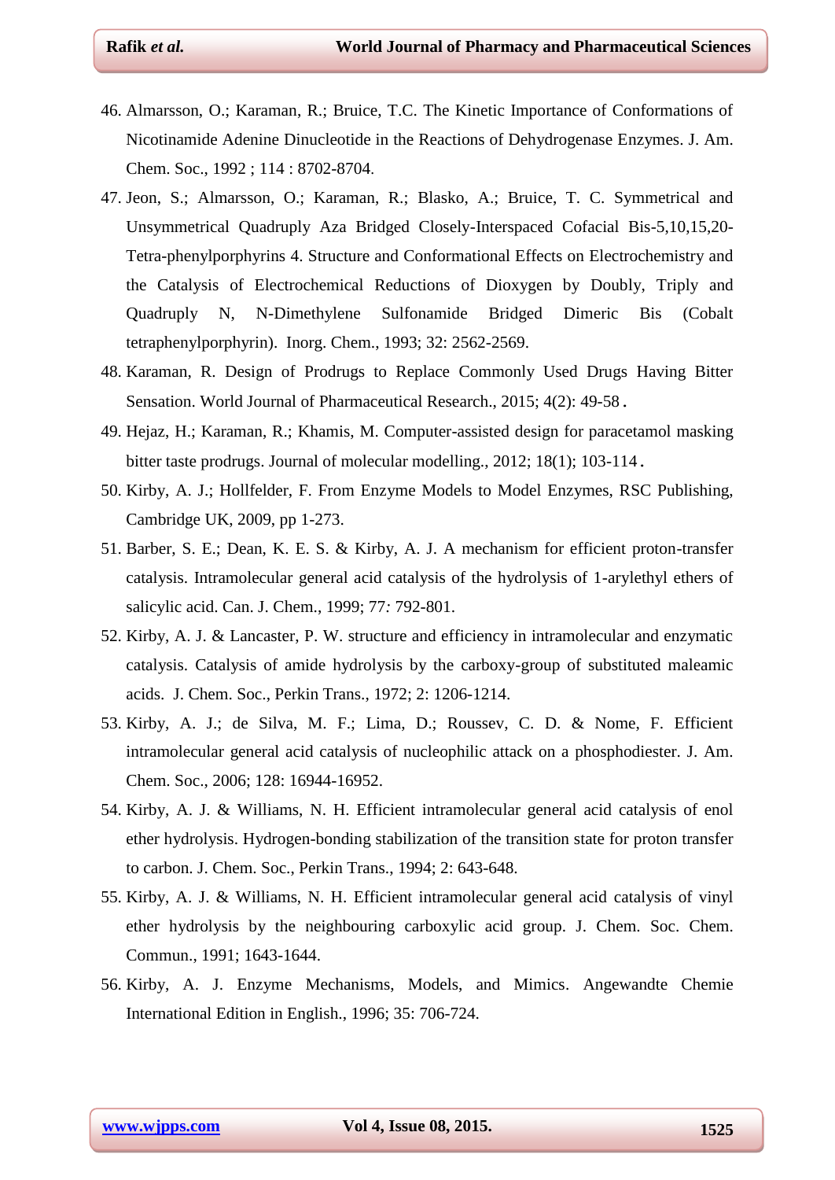46. Almarsson, O.; Karaman, R.; Bruice, T.C. The Kinetic Importance of Conformations of Nicotinamide Adenine Dinucleotide in the Reactions of Dehydrogenase Enzymes. J. Am. Chem. Soc., 1992 ; 114 : 8702-8704.
47. Jeon, S.; Almarsson, O.; Karaman, R.; Blasko, A.; Bruice, T. C. Symmetrical and Unsymmetrical Quadruply Aza Bridged Closely-Interspaced Cofacial Bis-5,10,15,20-Tetra-phenylporphyrins 4. Structure and Conformational Effects on Electrochemistry and the Catalysis of Electrochemical Reductions of Dioxygen by Doubly, Triply and Quadruply N, N-Dimethylene Sulfonamide Bridged Dimeric Bis (Cobalt tetraphenylporphyrin). Inorg. Chem., 1993; 32: 2562-2569.
48. Karaman, R. Design of Prodrugs to Replace Commonly Used Drugs Having Bitter Sensation. World Journal of Pharmaceutical Research., 2015; 4(2): 49-58.
49. Hejaz, H.; Karaman, R.; Khamis, M. Computer-assisted design for paracetamol masking bitter taste prodrugs. Journal of molecular modelling., 2012; 18(1); 103-114.
50. Kirby, A. J.; Hollfelder, F. From Enzyme Models to Model Enzymes, RSC Publishing, Cambridge UK, 2009, pp 1-273.
51. Barber, S. E.; Dean, K. E. S. & Kirby, A. J. A mechanism for efficient proton-transfer catalysis. Intramolecular general acid catalysis of the hydrolysis of 1-arylethyl ethers of salicylic acid. Can. J. Chem., 1999; 77: 792-801.
52. Kirby, A. J. & Lancaster, P. W. structure and efficiency in intramolecular and enzymatic catalysis. Catalysis of amide hydrolysis by the carboxy-group of substituted maleamic acids. J. Chem. Soc., Perkin Trans., 1972; 2: 1206-1214.
53. Kirby, A. J.; de Silva, M. F.; Lima, D.; Roussev, C. D. & Nome, F. Efficient intramolecular general acid catalysis of nucleophilic attack on a phosphodiester. J. Am. Chem. Soc., 2006; 128: 16944-16952.
54. Kirby, A. J. & Williams, N. H. Efficient intramolecular general acid catalysis of enol ether hydrolysis. Hydrogen-bonding stabilization of the transition state for proton transfer to carbon. J. Chem. Soc., Perkin Trans., 1994; 2: 643-648.
55. Kirby, A. J. & Williams, N. H. Efficient intramolecular general acid catalysis of vinyl ether hydrolysis by the neighbouring carboxylic acid group. J. Chem. Soc. Chem. Commun., 1991; 1643-1644.
56. Kirby, A. J. Enzyme Mechanisms, Models, and Mimics. Angewandte Chemie International Edition in English., 1996; 35: 706-724.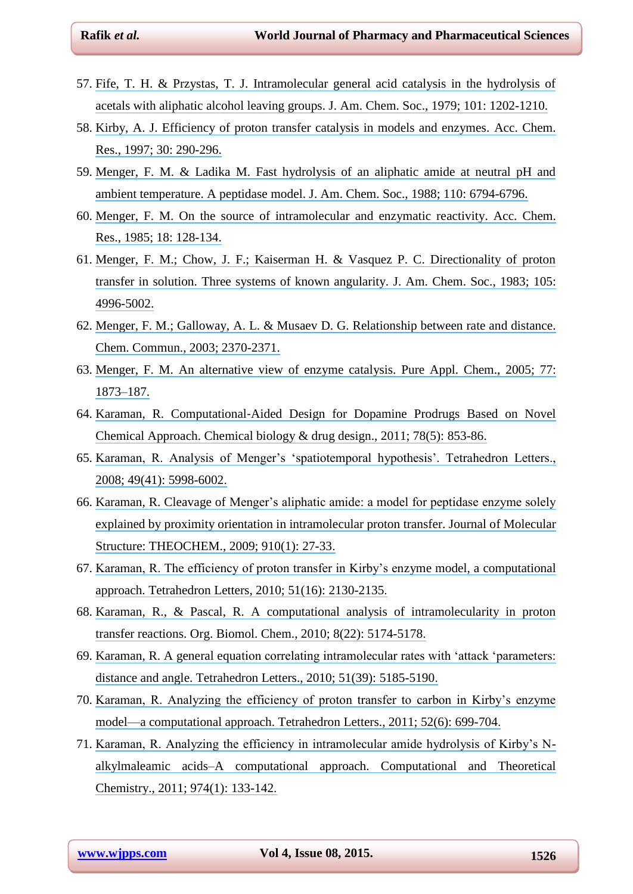57. Fife, T. H. & Przystas, T. J. Intramolecular general acid catalysis in the hydrolysis of acetals with aliphatic alcohol leaving groups. J. Am. Chem. Soc., 1979; 101: 1202-1210.
58. Kirby, A. J. Efficiency of proton transfer catalysis in models and enzymes. Acc. Chem. Res., 1997; 30: 290-296.
59. Menger, F. M. & Ladika M. Fast hydrolysis of an aliphatic amide at neutral pH and ambient temperature. A peptidase model. J. Am. Chem. Soc., 1988; 110: 6794-6796.
60. Menger, F. M. On the source of intramolecular and enzymatic reactivity. Acc. Chem. Res., 1985; 18: 128-134.
61. Menger, F. M.; Chow, J. F.; Kaiserman H. & Vasquez P. C. Directionality of proton transfer in solution. Three systems of known angularity. J. Am. Chem. Soc., 1983; 105: 4996-5002.
62. Menger, F. M.; Galloway, A. L. & Musaev D. G. Relationship between rate and distance. Chem. Commun., 2003; 2370-2371.
63. Menger, F. M. An alternative view of enzyme catalysis. Pure Appl. Chem., 2005; 77: 1873–187.
64. Karaman, R. Computational-Aided Design for Dopamine Prodrugs Based on Novel Chemical Approach. Chemical biology & drug design., 2011; 78(5): 853-86.
65. Karaman, R. Analysis of Menger's 'spatiotemporal hypothesis'. Tetrahedron Letters., 2008; 49(41): 5998-6002.
66. Karaman, R. Cleavage of Menger's aliphatic amide: a model for peptidase enzyme solely explained by proximity orientation in intramolecular proton transfer. Journal of Molecular Structure: THEOCHEM., 2009; 910(1): 27-33.
67. Karaman, R. The efficiency of proton transfer in Kirby's enzyme model, a computational approach. Tetrahedron Letters, 2010; 51(16): 2130-2135.
68. Karaman, R., & Pascal, R. A computational analysis of intramolecularity in proton transfer reactions. Org. Biomol. Chem., 2010; 8(22): 5174-5178.
69. Karaman, R. A general equation correlating intramolecular rates with 'attack 'parameters: distance and angle. Tetrahedron Letters., 2010; 51(39): 5185-5190.
70. Karaman, R. Analyzing the efficiency of proton transfer to carbon in Kirby's enzyme model—a computational approach. Tetrahedron Letters., 2011; 52(6): 699-704.
71. Karaman, R. Analyzing the efficiency in intramolecular amide hydrolysis of Kirby's N-alkylmaleamic acids–A computational approach. Computational and Theoretical Chemistry., 2011; 974(1): 133-142.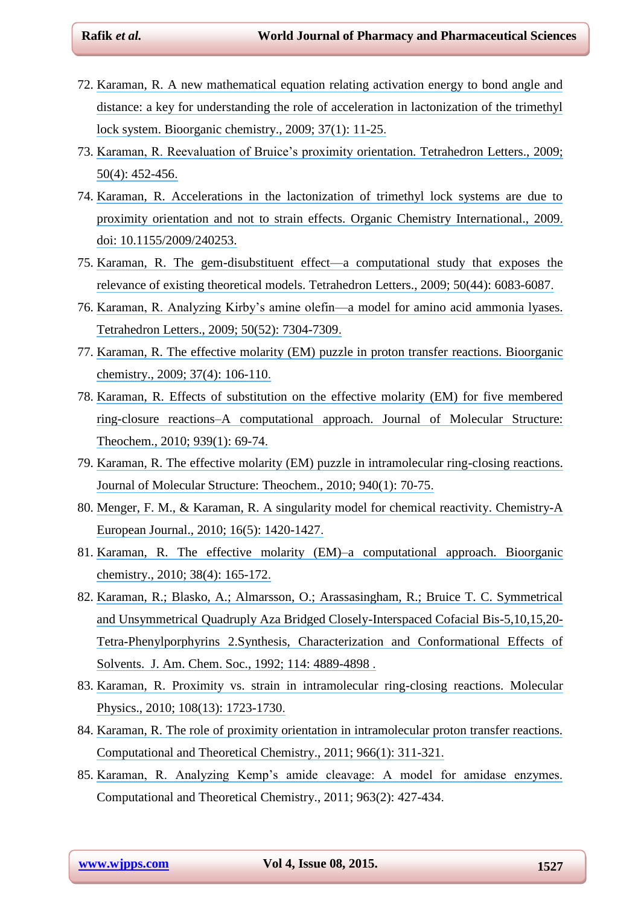72. Karaman, R. A new mathematical equation relating activation energy to bond angle and distance: a key for understanding the role of acceleration in lactonization of the trimethyl lock system. Bioorganic chemistry., 2009; 37(1): 11-25.
73. Karaman, R. Reevaluation of Bruice's proximity orientation. Tetrahedron Letters., 2009; 50(4): 452-456.
74. Karaman, R. Accelerations in the lactonization of trimethyl lock systems are due to proximity orientation and not to strain effects. Organic Chemistry International., 2009. doi: 10.1155/2009/240253.
75. Karaman, R. The gem-disubstituent effect—a computational study that exposes the relevance of existing theoretical models. Tetrahedron Letters., 2009; 50(44): 6083-6087.
76. Karaman, R. Analyzing Kirby's amine olefin—a model for amino acid ammonia lyases. Tetrahedron Letters., 2009; 50(52): 7304-7309.
77. Karaman, R. The effective molarity (EM) puzzle in proton transfer reactions. Bioorganic chemistry., 2009; 37(4): 106-110.
78. Karaman, R. Effects of substitution on the effective molarity (EM) for five membered ring-closure reactions–A computational approach. Journal of Molecular Structure: Theochem., 2010; 939(1): 69-74.
79. Karaman, R. The effective molarity (EM) puzzle in intramolecular ring-closing reactions. Journal of Molecular Structure: Theochem., 2010; 940(1): 70-75.
80. Menger, F. M., & Karaman, R. A singularity model for chemical reactivity. Chemistry-A European Journal., 2010; 16(5): 1420-1427.
81. Karaman, R. The effective molarity (EM)–a computational approach. Bioorganic chemistry., 2010; 38(4): 165-172.
82. Karaman, R.; Blasko, A.; Almarsson, O.; Arassasingham, R.; Bruice T. C. Symmetrical and Unsymmetrical Quadruply Aza Bridged Closely-Interspaced Cofacial Bis-5,10,15,20-Tetra-Phenylporphyrins 2.Synthesis, Characterization and Conformational Effects of Solvents. J. Am. Chem. Soc., 1992; 114: 4889-4898 .
83. Karaman, R. Proximity vs. strain in intramolecular ring-closing reactions. Molecular Physics., 2010; 108(13): 1723-1730.
84. Karaman, R. The role of proximity orientation in intramolecular proton transfer reactions. Computational and Theoretical Chemistry., 2011; 966(1): 311-321.
85. Karaman, R. Analyzing Kemp's amide cleavage: A model for amidase enzymes. Computational and Theoretical Chemistry., 2011; 963(2): 427-434.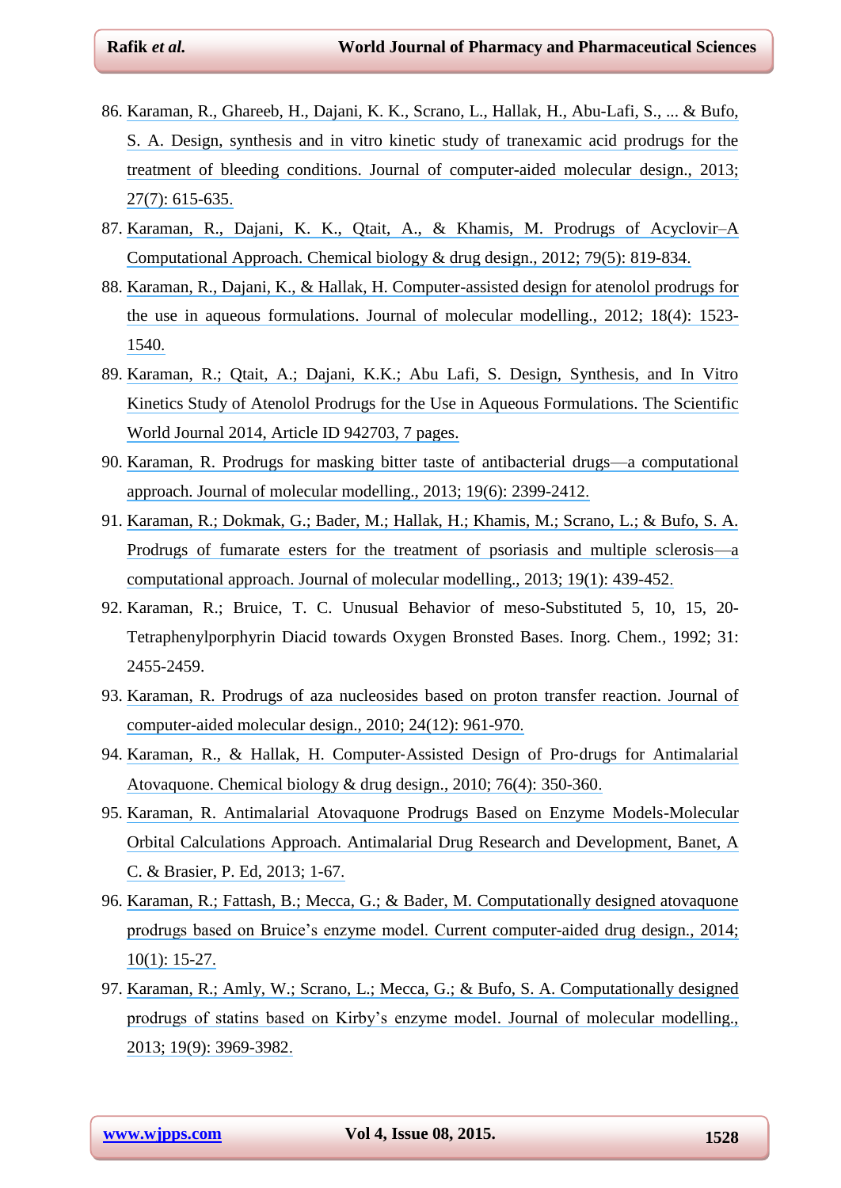86. Karaman, R., Ghareeb, H., Dajani, K. K., Scrano, L., Hallak, H., Abu-Lafi, S., ... & Bufo, S. A. Design, synthesis and in vitro kinetic study of tranexamic acid prodrugs for the treatment of bleeding conditions. Journal of computer-aided molecular design., 2013; 27(7): 615-635.
87. Karaman, R., Dajani, K. K., Qtait, A., & Khamis, M. Prodrugs of Acyclovir–A Computational Approach. Chemical biology & drug design., 2012; 79(5): 819-834.
88. Karaman, R., Dajani, K., & Hallak, H. Computer-assisted design for atenolol prodrugs for the use in aqueous formulations. Journal of molecular modelling., 2012; 18(4): 1523-1540.
89. Karaman, R.; Qtait, A.; Dajani, K.K.; Abu Lafi, S. Design, Synthesis, and In Vitro Kinetics Study of Atenolol Prodrugs for the Use in Aqueous Formulations. The Scientific World Journal 2014, Article ID 942703, 7 pages.
90. Karaman, R. Prodrugs for masking bitter taste of antibacterial drugs—a computational approach. Journal of molecular modelling., 2013; 19(6): 2399-2412.
91. Karaman, R.; Dokmak, G.; Bader, M.; Hallak, H.; Khamis, M.; Scrano, L.; & Bufo, S. A. Prodrugs of fumarate esters for the treatment of psoriasis and multiple sclerosis—a computational approach. Journal of molecular modelling., 2013; 19(1): 439-452.
92. Karaman, R.; Bruice, T. C. Unusual Behavior of meso-Substituted 5, 10, 15, 20-Tetraphenylporphyrin Diacid towards Oxygen Bronsted Bases. Inorg. Chem., 1992; 31: 2455-2459.
93. Karaman, R. Prodrugs of aza nucleosides based on proton transfer reaction. Journal of computer-aided molecular design., 2010; 24(12): 961-970.
94. Karaman, R., & Hallak, H. Computer-Assisted Design of Pro-drugs for Antimalarial Atovaquone. Chemical biology & drug design., 2010; 76(4): 350-360.
95. Karaman, R. Antimalarial Atovaquone Prodrugs Based on Enzyme Models-Molecular Orbital Calculations Approach. Antimalarial Drug Research and Development, Banet, A C. & Brasier, P. Ed, 2013; 1-67.
96. Karaman, R.; Fattash, B.; Mecca, G.; & Bader, M. Computationally designed atovaquone prodrugs based on Bruice's enzyme model. Current computer-aided drug design., 2014; 10(1): 15-27.
97. Karaman, R.; Amly, W.; Scrano, L.; Mecca, G.; & Bufo, S. A. Computationally designed prodrugs of statins based on Kirby's enzyme model. Journal of molecular modelling., 2013; 19(9): 3969-3982.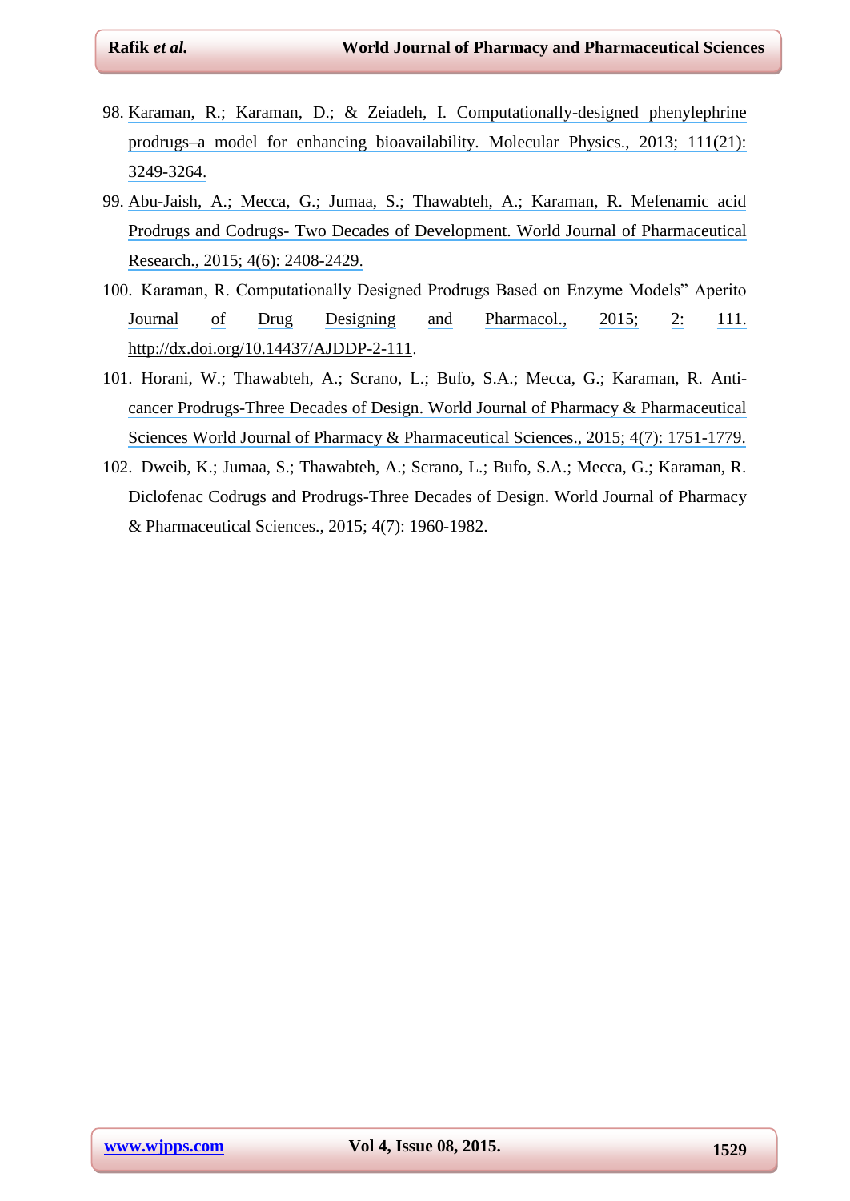98. Karaman, R.; Karaman, D.; & Zeiadeh, I. Computationally-designed phenylephrine prodrugs–a model for enhancing bioavailability. Molecular Physics., 2013; 111(21): 3249-3264.
99. Abu-Jaish, A.; Mecca, G.; Jumaa, S.; Thawabteh, A.; Karaman, R. Mefenamic acid Prodrugs and Codrugs- Two Decades of Development. World Journal of Pharmaceutical Research., 2015; 4(6): 2408-2429.
100. Karaman, R. Computationally Designed Prodrugs Based on Enzyme Models" Aperito Journal of Drug Designing and Pharmacol., 2015; 2: 111. http://dx.doi.org/10.14437/AJDDP-2-111.
101. Horani, W.; Thawabteh, A.; Scrano, L.; Bufo, S.A.; Mecca, G.; Karaman, R. Anti-cancer Prodrugs-Three Decades of Design. World Journal of Pharmacy & Pharmaceutical Sciences World Journal of Pharmacy & Pharmaceutical Sciences., 2015; 4(7): 1751-1779.
102. Dweib, K.; Jumaa, S.; Thawabteh, A.; Scrano, L.; Bufo, S.A.; Mecca, G.; Karaman, R. Diclofenac Codrugs and Prodrugs-Three Decades of Design. World Journal of Pharmacy & Pharmaceutical Sciences., 2015; 4(7): 1960-1982.